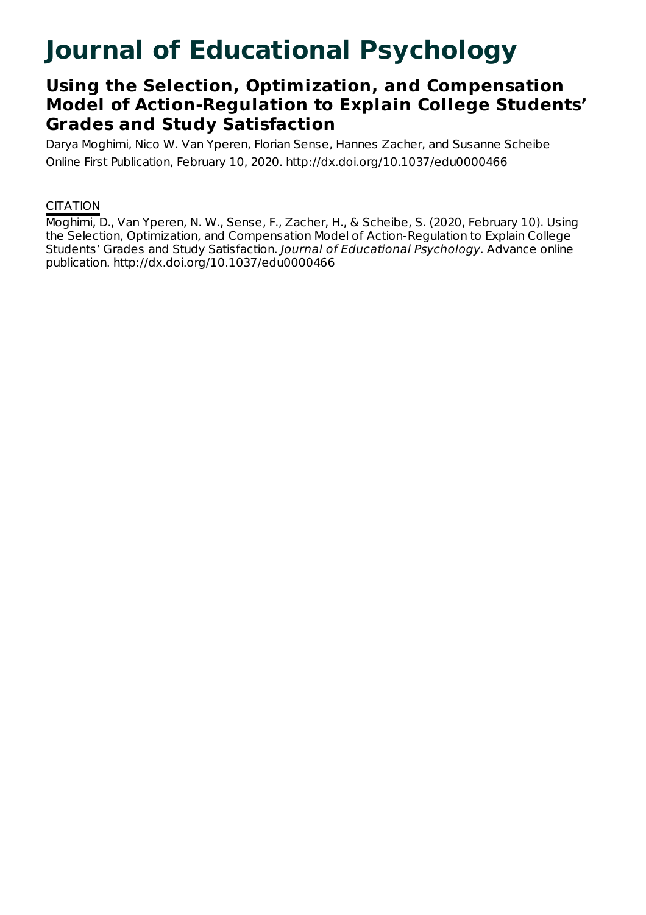# Journal of Educational Psychology

## Using the Selection, Optimization, and Compensation Model of Action-Regulation to Explain College Students' Grades and Study Satisfaction

Darya Moghimi, Nico W. Van Yperen, Florian Sense, Hannes Zacher, and Susanne Scheibe

Online First Publication, February 10, 2020. http://dx.doi.org/10.1037/edu0000466

CITATION

Moghimi, D., Van Yperen, N. W., Sense, F., Zacher, H., & Scheibe, S. (2020, February 10). Using the Selection, Optimization, and Compensation Model of Action-Regulation to Explain College Students' Grades and Study Satisfaction. *Journal of Educational Psychology*. Advance online publication. http://dx.doi.org/10.1037/edu0000466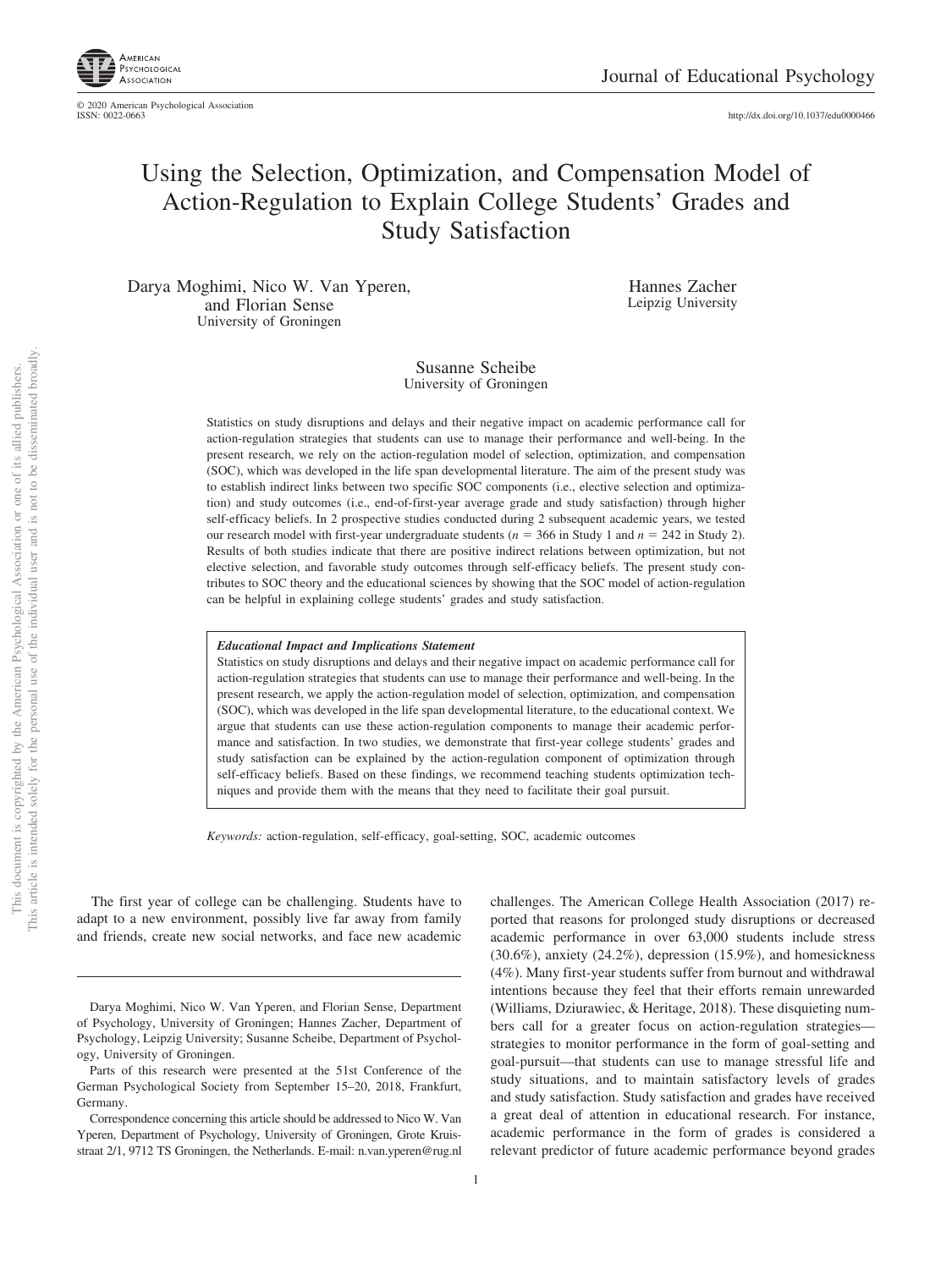# Using the Selection, Optimization, and Compensation Model of Action-Regulation to Explain College Students' Grades and Study Satisfaction

Darya Moghimi, Nico W. Van Yperen, and Florian Sense
University of Groningen

Hannes Zacher
Leipzig University

Susanne Scheibe
University of Groningen

Statistics on study disruptions and delays and their negative impact on academic performance call for action-regulation strategies that students can use to manage their performance and well-being. In the present research, we rely on the action-regulation model of selection, optimization, and compensation (SOC), which was developed in the life span developmental literature. The aim of the present study was to establish indirect links between two specific SOC components (i.e., elective selection and optimization) and study outcomes (i.e., end-of-first-year average grade and study satisfaction) through higher self-efficacy beliefs. In 2 prospective studies conducted during 2 subsequent academic years, we tested our research model with first-year undergraduate students ($n = 366$ in Study 1 and $n = 242$ in Study 2). Results of both studies indicate that there are positive indirect relations between optimization, but not elective selection, and favorable study outcomes through self-efficacy beliefs. The present study contributes to SOC theory and the educational sciences by showing that the SOC model of action-regulation can be helpful in explaining college students' grades and study satisfaction.

***Educational Impact and Implications Statement***

Statistics on study disruptions and delays and their negative impact on academic performance call for action-regulation strategies that students can use to manage their performance and well-being. In the present research, we apply the action-regulation model of selection, optimization, and compensation (SOC), which was developed in the life span developmental literature, to the educational context. We argue that students can use these action-regulation components to manage their academic performance and satisfaction. In two studies, we demonstrate that first-year college students' grades and study satisfaction can be explained by the action-regulation component of optimization through self-efficacy beliefs. Based on these findings, we recommend teaching students optimization techniques and provide them with the means that they need to facilitate their goal pursuit.

*Keywords:* action-regulation, self-efficacy, goal-setting, SOC, academic outcomes

The first year of college can be challenging. Students have to adapt to a new environment, possibly live far away from family and friends, create new social networks, and face new academic challenges. The American College Health Association (2017) reported that reasons for prolonged study disruptions or decreased academic performance in over 63,000 students include stress (30.6%), anxiety (24.2%), depression (15.9%), and homesickness (4%). Many first-year students suffer from burnout and withdrawal intentions because they feel that their efforts remain unrewarded (Williams, Dziurawiec, & Heritage, 2018). These disquieting numbers call for a greater focus on action-regulation strategies—strategies to monitor performance in the form of goal-setting and goal-pursuit—that students can use to manage stressful life and study situations, and to maintain satisfactory levels of grades and study satisfaction. Study satisfaction and grades have received a great deal of attention in educational research. For instance, academic performance in the form of grades is considered a relevant predictor of future academic performance beyond grades

Darya Moghimi, Nico W. Van Yperen, and Florian Sense, Department of Psychology, University of Groningen; Hannes Zacher, Department of Psychology, Leipzig University; Susanne Scheibe, Department of Psychology, University of Groningen.

Parts of this research were presented at the 51st Conference of the German Psychological Society from September 15–20, 2018, Frankfurt, Germany.

Correspondence concerning this article should be addressed to Nico W. Van Yperen, Department of Psychology, University of Groningen, Grote Kruisstraat 2/1, 9712 TS Groningen, the Netherlands. E-mail: n.van.yperen@rug.nl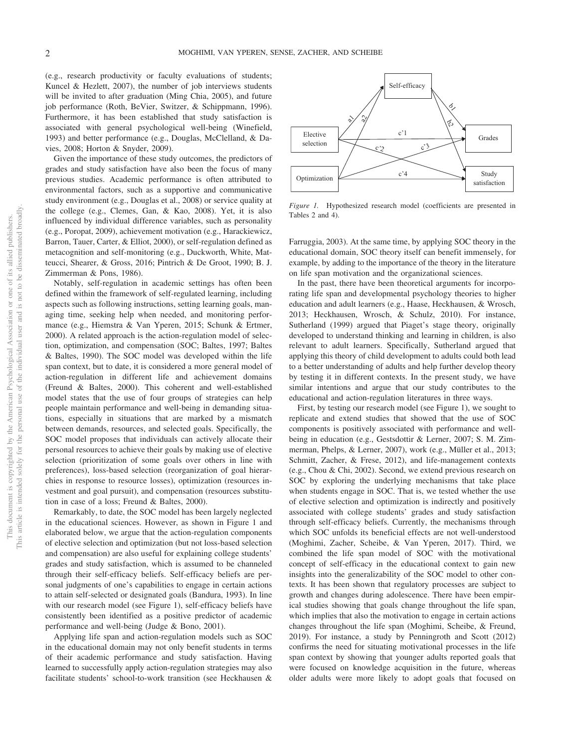(e.g., research productivity or faculty evaluations of students; Kuncel & Hezlett, 2007), the number of job interviews students will be invited to after graduation (Ming Chia, 2005), and future job performance (Roth, BeVier, Switzer, & Schippmann, 1996). Furthermore, it has been established that study satisfaction is associated with general psychological well-being (Winefield, 1993) and better performance (e.g., Douglas, McClelland, & Davies, 2008; Horton & Snyder, 2009).

Given the importance of these study outcomes, the predictors of grades and study satisfaction have also been the focus of many previous studies. Academic performance is often attributed to environmental factors, such as a supportive and communicative study environment (e.g., Douglas et al., 2008) or service quality at the college (e.g., Clemes, Gan, & Kao, 2008). Yet, it is also influenced by individual difference variables, such as personality (e.g., Poropat, 2009), achievement motivation (e.g., Harackiewicz, Barron, Tauer, Carter, & Elliot, 2000), or self-regulation defined as metacognition and self-monitoring (e.g., Duckworth, White, Matteucci, Shearer, & Gross, 2016; Pintrich & De Groot, 1990; B. J. Zimmerman & Pons, 1986).

Notably, self-regulation in academic settings has often been defined within the framework of self-regulated learning, including aspects such as following instructions, setting learning goals, managing time, seeking help when needed, and monitoring performance (e.g., Hiemstra & Van Yperen, 2015; Schunk & Ertmer, 2000). A related approach is the action-regulation model of selection, optimization, and compensation (SOC; Baltes, 1997; Baltes & Baltes, 1990). The SOC model was developed within the life span context, but to date, it is considered a more general model of action-regulation in different life and achievement domains (Freund & Baltes, 2000). This coherent and well-established model states that the use of four groups of strategies can help people maintain performance and well-being in demanding situations, especially in situations that are marked by a mismatch between demands, resources, and selected goals. Specifically, the SOC model proposes that individuals can actively allocate their personal resources to achieve their goals by making use of elective selection (prioritization of some goals over others in line with preferences), loss-based selection (reorganization of goal hierarchies in response to resource losses), optimization (resources investment and goal pursuit), and compensation (resources substitution in case of a loss; Freund & Baltes, 2000).

Remarkably, to date, the SOC model has been largely neglected in the educational sciences. However, as shown in Figure 1 and elaborated below, we argue that the action-regulation components of elective selection and optimization (but not loss-based selection and compensation) are also useful for explaining college students' grades and study satisfaction, which is assumed to be channeled through their self-efficacy beliefs. Self-efficacy beliefs are personal judgments of one's capabilities to engage in certain actions to attain self-selected or designated goals (Bandura, 1993). In line with our research model (see Figure 1), self-efficacy beliefs have consistently been identified as a positive predictor of academic performance and well-being (Judge & Bono, 2001).

Applying life span and action-regulation models such as SOC in the educational domain may not only benefit students in terms of their academic performance and study satisfaction. Having learned to successfully apply action-regulation strategies may also facilitate students' school-to-work transition (see Heckhausen & Farruggia, 2003). At the same time, by applying SOC theory in the educational domain, SOC theory itself can benefit immensely, for example, by adding to the importance of the theory in the literature on life span motivation and the organizational sciences.

*Figure 1.* Hypothesized research model (coefficients are presented in Tables 2 and 4).

In the past, there have been theoretical arguments for incorporating life span and developmental psychology theories to higher education and adult learners (e.g., Haase, Heckhausen, & Wrosch, 2013; Heckhausen, Wrosch, & Schulz, 2010). For instance, Sutherland (1999) argued that Piaget's stage theory, originally developed to understand thinking and learning in children, is also relevant to adult learners. Specifically, Sutherland argued that applying this theory of child development to adults could both lead to a better understanding of adults and help further develop theory by testing it in different contexts. In the present study, we have similar intentions and argue that our study contributes to the educational and action-regulation literatures in three ways.

First, by testing our research model (see Figure 1), we sought to replicate and extend studies that showed that the use of SOC components is positively associated with performance and well-being in education (e.g., Gestsdottir & Lerner, 2007; S. M. Zimmerman, Phelps, & Lerner, 2007), work (e.g., Müller et al., 2013; Schmitt, Zacher, & Frese, 2012), and life-management contexts (e.g., Chou & Chi, 2002). Second, we extend previous research on SOC by exploring the underlying mechanisms that take place when students engage in SOC. That is, we tested whether the use of elective selection and optimization is indirectly and positively associated with college students' grades and study satisfaction through self-efficacy beliefs. Currently, the mechanisms through which SOC unfolds its beneficial effects are not well-understood (Moghimi, Zacher, Scheibe, & Van Yperen, 2017). Third, we combined the life span model of SOC with the motivational concept of self-efficacy in the educational context to gain new insights into the generalizability of the SOC model to other contexts. It has been shown that regulatory processes are subject to growth and changes during adolescence. There have been empirical studies showing that goals change throughout the life span, which implies that also the motivation to engage in certain actions changes throughout the life span (Moghimi, Scheibe, & Freund, 2019). For instance, a study by Penningroth and Scott (2012) confirms the need for situating motivational processes in the life span context by showing that younger adults reported goals that were focused on knowledge acquisition in the future, whereas older adults were more likely to adopt goals that focused on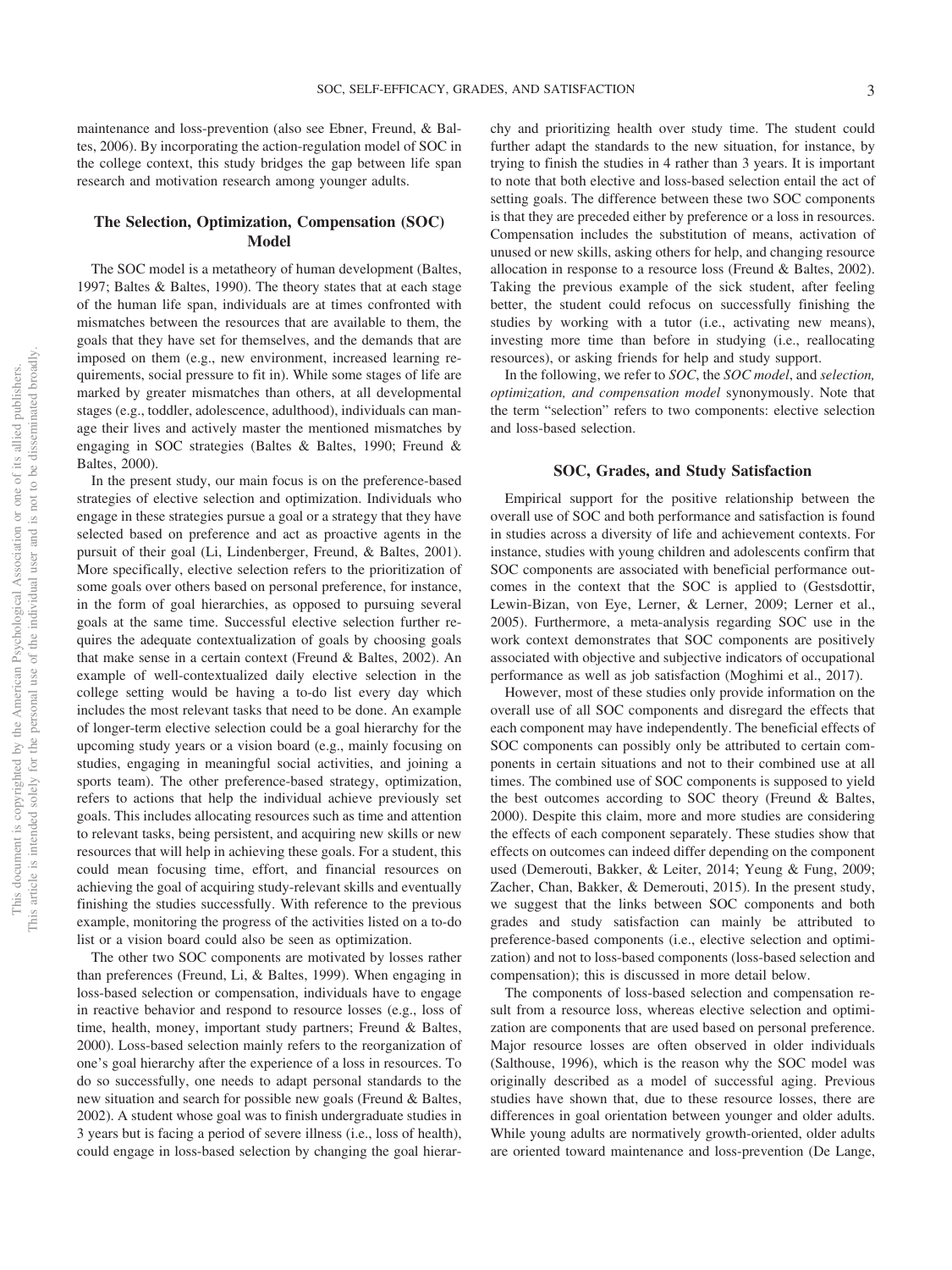maintenance and loss-prevention (also see Ebner, Freund, & Baltes, 2006). By incorporating the action-regulation model of SOC in the college context, this study bridges the gap between life span research and motivation research among younger adults.

## The Selection, Optimization, Compensation (SOC) Model

The SOC model is a metatheory of human development (Baltes, 1997; Baltes & Baltes, 1990). The theory states that at each stage of the human life span, individuals are at times confronted with mismatches between the resources that are available to them, the goals that they have set for themselves, and the demands that are imposed on them (e.g., new environment, increased learning requirements, social pressure to fit in). While some stages of life are marked by greater mismatches than others, at all developmental stages (e.g., toddler, adolescence, adulthood), individuals can manage their lives and actively master the mentioned mismatches by engaging in SOC strategies (Baltes & Baltes, 1990; Freund & Baltes, 2000).

In the present study, our main focus is on the preference-based strategies of elective selection and optimization. Individuals who engage in these strategies pursue a goal or a strategy that they have selected based on preference and act as proactive agents in the pursuit of their goal (Li, Lindenberger, Freund, & Baltes, 2001). More specifically, elective selection refers to the prioritization of some goals over others based on personal preference, for instance, in the form of goal hierarchies, as opposed to pursuing several goals at the same time. Successful elective selection further requires the adequate contextualization of goals by choosing goals that make sense in a certain context (Freund & Baltes, 2002). An example of well-contextualized daily elective selection in the college setting would be having a to-do list every day which includes the most relevant tasks that need to be done. An example of longer-term elective selection could be a goal hierarchy for the upcoming study years or a vision board (e.g., mainly focusing on studies, engaging in meaningful social activities, and joining a sports team). The other preference-based strategy, optimization, refers to actions that help the individual achieve previously set goals. This includes allocating resources such as time and attention to relevant tasks, being persistent, and acquiring new skills or new resources that will help in achieving these goals. For a student, this could mean focusing time, effort, and financial resources on achieving the goal of acquiring study-relevant skills and eventually finishing the studies successfully. With reference to the previous example, monitoring the progress of the activities listed on a to-do list or a vision board could also be seen as optimization.

The other two SOC components are motivated by losses rather than preferences (Freund, Li, & Baltes, 1999). When engaging in loss-based selection or compensation, individuals have to engage in reactive behavior and respond to resource losses (e.g., loss of time, health, money, important study partners; Freund & Baltes, 2000). Loss-based selection mainly refers to the reorganization of one's goal hierarchy after the experience of a loss in resources. To do so successfully, one needs to adapt personal standards to the new situation and search for possible new goals (Freund & Baltes, 2002). A student whose goal was to finish undergraduate studies in 3 years but is facing a period of severe illness (i.e., loss of health), could engage in loss-based selection by changing the goal hierarchy and prioritizing health over study time. The student could further adapt the standards to the new situation, for instance, by trying to finish the studies in 4 rather than 3 years. It is important to note that both elective and loss-based selection entail the act of setting goals. The difference between these two SOC components is that they are preceded either by preference or a loss in resources. Compensation includes the substitution of means, activation of unused or new skills, asking others for help, and changing resource allocation in response to a resource loss (Freund & Baltes, 2002). Taking the previous example of the sick student, after feeling better, the student could refocus on successfully finishing the studies by working with a tutor (i.e., activating new means), investing more time than before in studying (i.e., reallocating resources), or asking friends for help and study support.

In the following, we refer to *SOC*, the *SOC model*, and *selection, optimization, and compensation model* synonymously. Note that the term "selection" refers to two components: elective selection and loss-based selection.

## SOC, Grades, and Study Satisfaction

Empirical support for the positive relationship between the overall use of SOC and both performance and satisfaction is found in studies across a diversity of life and achievement contexts. For instance, studies with young children and adolescents confirm that SOC components are associated with beneficial performance outcomes in the context that the SOC is applied to (Gestsdottir, Lewin-Bizan, von Eye, Lerner, & Lerner, 2009; Lerner et al., 2005). Furthermore, a meta-analysis regarding SOC use in the work context demonstrates that SOC components are positively associated with objective and subjective indicators of occupational performance as well as job satisfaction (Moghimi et al., 2017).

However, most of these studies only provide information on the overall use of all SOC components and disregard the effects that each component may have independently. The beneficial effects of SOC components can possibly only be attributed to certain components in certain situations and not to their combined use at all times. The combined use of SOC components is supposed to yield the best outcomes according to SOC theory (Freund & Baltes, 2000). Despite this claim, more and more studies are considering the effects of each component separately. These studies show that effects on outcomes can indeed differ depending on the component used (Demerouti, Bakker, & Leiter, 2014; Yeung & Fung, 2009; Zacher, Chan, Bakker, & Demerouti, 2015). In the present study, we suggest that the links between SOC components and both grades and study satisfaction can mainly be attributed to preference-based components (i.e., elective selection and optimization) and not to loss-based components (loss-based selection and compensation); this is discussed in more detail below.

The components of loss-based selection and compensation result from a resource loss, whereas elective selection and optimization are components that are used based on personal preference. Major resource losses are often observed in older individuals (Salthouse, 1996), which is the reason why the SOC model was originally described as a model of successful aging. Previous studies have shown that, due to these resource losses, there are differences in goal orientation between younger and older adults. While young adults are normatively growth-oriented, older adults are oriented toward maintenance and loss-prevention (De Lange,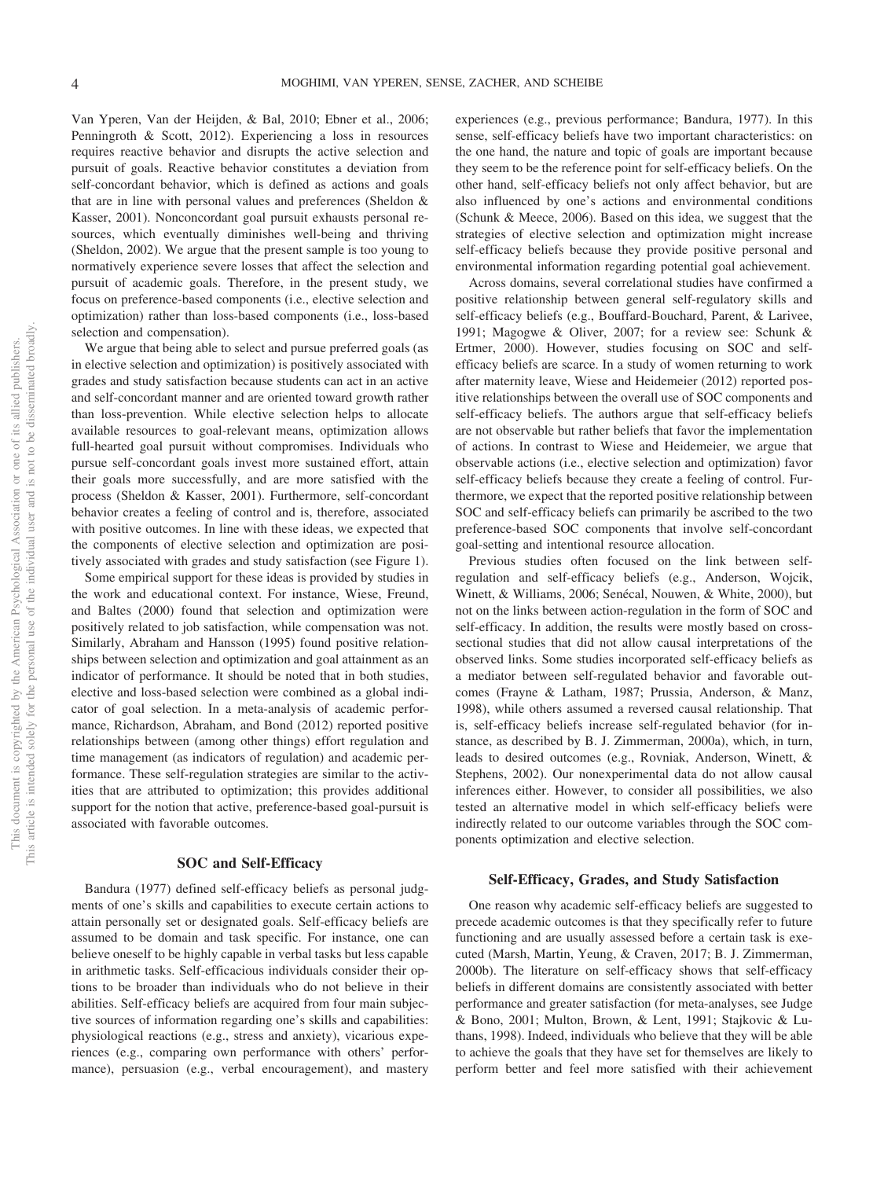Van Yperen, Van der Heijden, & Bal, 2010; Ebner et al., 2006; Penningroth & Scott, 2012). Experiencing a loss in resources requires reactive behavior and disrupts the active selection and pursuit of goals. Reactive behavior constitutes a deviation from self-concordant behavior, which is defined as actions and goals that are in line with personal values and preferences (Sheldon & Kasser, 2001). Nonconcordant goal pursuit exhausts personal resources, which eventually diminishes well-being and thriving (Sheldon, 2002). We argue that the present sample is too young to normatively experience severe losses that affect the selection and pursuit of academic goals. Therefore, in the present study, we focus on preference-based components (i.e., elective selection and optimization) rather than loss-based components (i.e., loss-based selection and compensation).

We argue that being able to select and pursue preferred goals (as in elective selection and optimization) is positively associated with grades and study satisfaction because students can act in an active and self-concordant manner and are oriented toward growth rather than loss-prevention. While elective selection helps to allocate available resources to goal-relevant means, optimization allows full-hearted goal pursuit without compromises. Individuals who pursue self-concordant goals invest more sustained effort, attain their goals more successfully, and are more satisfied with the process (Sheldon & Kasser, 2001). Furthermore, self-concordant behavior creates a feeling of control and is, therefore, associated with positive outcomes. In line with these ideas, we expected that the components of elective selection and optimization are positively associated with grades and study satisfaction (see Figure 1).

Some empirical support for these ideas is provided by studies in the work and educational context. For instance, Wiese, Freund, and Baltes (2000) found that selection and optimization were positively related to job satisfaction, while compensation was not. Similarly, Abraham and Hansson (1995) found positive relationships between selection and optimization and goal attainment as an indicator of performance. It should be noted that in both studies, elective and loss-based selection were combined as a global indicator of goal selection. In a meta-analysis of academic performance, Richardson, Abraham, and Bond (2012) reported positive relationships between (among other things) effort regulation and time management (as indicators of regulation) and academic performance. These self-regulation strategies are similar to the activities that are attributed to optimization; this provides additional support for the notion that active, preference-based goal-pursuit is associated with favorable outcomes.

## SOC and Self-Efficacy

Bandura (1977) defined self-efficacy beliefs as personal judgments of one's skills and capabilities to execute certain actions to attain personally set or designated goals. Self-efficacy beliefs are assumed to be domain and task specific. For instance, one can believe oneself to be highly capable in verbal tasks but less capable in arithmetic tasks. Self-efficacious individuals consider their options to be broader than individuals who do not believe in their abilities. Self-efficacy beliefs are acquired from four main subjective sources of information regarding one's skills and capabilities: physiological reactions (e.g., stress and anxiety), vicarious experiences (e.g., comparing own performance with others' performance), persuasion (e.g., verbal encouragement), and mastery experiences (e.g., previous performance; Bandura, 1977). In this sense, self-efficacy beliefs have two important characteristics: on the one hand, the nature and topic of goals are important because they seem to be the reference point for self-efficacy beliefs. On the other hand, self-efficacy beliefs not only affect behavior, but are also influenced by one's actions and environmental conditions (Schunk & Meece, 2006). Based on this idea, we suggest that the strategies of elective selection and optimization might increase self-efficacy beliefs because they provide positive personal and environmental information regarding potential goal achievement.

Across domains, several correlational studies have confirmed a positive relationship between general self-regulatory skills and self-efficacy beliefs (e.g., Bouffard-Bouchard, Parent, & Larivee, 1991; Magogwe & Oliver, 2007; for a review see: Schunk & Ertmer, 2000). However, studies focusing on SOC and self-efficacy beliefs are scarce. In a study of women returning to work after maternity leave, Wiese and Heidemeier (2012) reported positive relationships between the overall use of SOC components and self-efficacy beliefs. The authors argue that self-efficacy beliefs are not observable but rather beliefs that favor the implementation of actions. In contrast to Wiese and Heidemeier, we argue that observable actions (i.e., elective selection and optimization) favor self-efficacy beliefs because they create a feeling of control. Furthermore, we expect that the reported positive relationship between SOC and self-efficacy beliefs can primarily be ascribed to the two preference-based SOC components that involve self-concordant goal-setting and intentional resource allocation.

Previous studies often focused on the link between self-regulation and self-efficacy beliefs (e.g., Anderson, Wojcik, Winett, & Williams, 2006; Senécal, Nouwen, & White, 2000), but not on the links between action-regulation in the form of SOC and self-efficacy. In addition, the results were mostly based on cross-sectional studies that did not allow causal interpretations of the observed links. Some studies incorporated self-efficacy beliefs as a mediator between self-regulated behavior and favorable outcomes (Frayne & Latham, 1987; Prussia, Anderson, & Manz, 1998), while others assumed a reversed causal relationship. That is, self-efficacy beliefs increase self-regulated behavior (for instance, as described by B. J. Zimmerman, 2000a), which, in turn, leads to desired outcomes (e.g., Rovniak, Anderson, Winett, & Stephens, 2002). Our nonexperimental data do not allow causal inferences either. However, to consider all possibilities, we also tested an alternative model in which self-efficacy beliefs were indirectly related to our outcome variables through the SOC components optimization and elective selection.

## Self-Efficacy, Grades, and Study Satisfaction

One reason why academic self-efficacy beliefs are suggested to precede academic outcomes is that they specifically refer to future functioning and are usually assessed before a certain task is executed (Marsh, Martin, Yeung, & Craven, 2017; B. J. Zimmerman, 2000b). The literature on self-efficacy shows that self-efficacy beliefs in different domains are consistently associated with better performance and greater satisfaction (for meta-analyses, see Judge & Bono, 2001; Multon, Brown, & Lent, 1991; Stajkovic & Luthans, 1998). Indeed, individuals who believe that they will be able to achieve the goals that they have set for themselves are likely to perform better and feel more satisfied with their achievement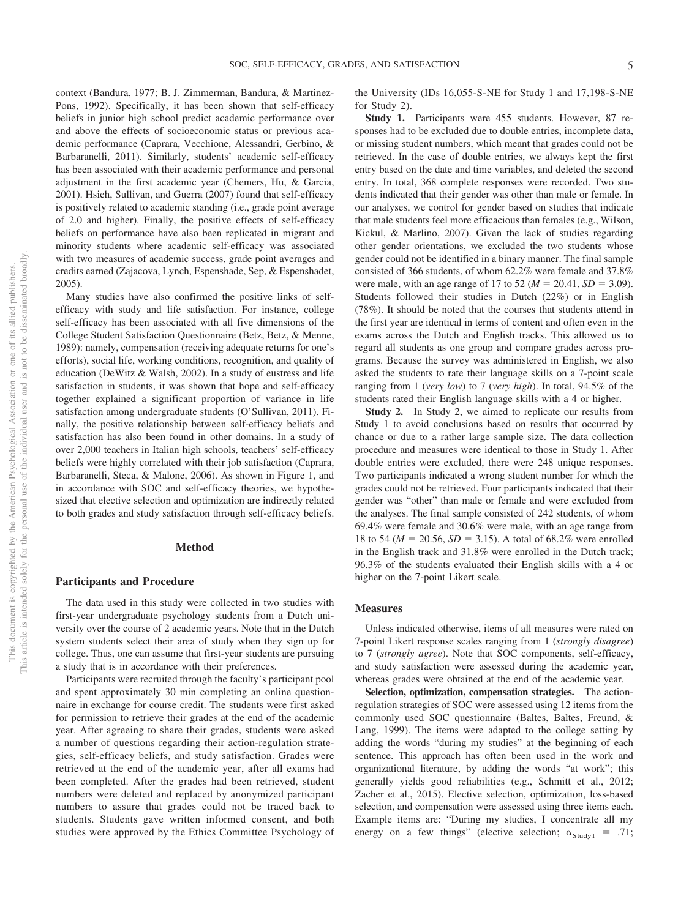context (Bandura, 1977; B. J. Zimmerman, Bandura, & Martinez-Pons, 1992). Specifically, it has been shown that self-efficacy beliefs in junior high school predict academic performance over and above the effects of socioeconomic status or previous academic performance (Caprara, Vecchione, Alessandri, Gerbino, & Barbaranelli, 2011). Similarly, students' academic self-efficacy has been associated with their academic performance and personal adjustment in the first academic year (Chemers, Hu, & Garcia, 2001). Hsieh, Sullivan, and Guerra (2007) found that self-efficacy is positively related to academic standing (i.e., grade point average of 2.0 and higher). Finally, the positive effects of self-efficacy beliefs on performance have also been replicated in migrant and minority students where academic self-efficacy was associated with two measures of academic success, grade point averages and credits earned (Zajacova, Lynch, Espenshade, Sep, & Espenshadet, 2005).

Many studies have also confirmed the positive links of self-efficacy with study and life satisfaction. For instance, college self-efficacy has been associated with all five dimensions of the College Student Satisfaction Questionnaire (Betz, Betz, & Menne, 1989): namely, compensation (receiving adequate returns for one's efforts), social life, working conditions, recognition, and quality of education (DeWitz & Walsh, 2002). In a study of eustress and life satisfaction in students, it was shown that hope and self-efficacy together explained a significant proportion of variance in life satisfaction among undergraduate students (O'Sullivan, 2011). Finally, the positive relationship between self-efficacy beliefs and satisfaction has also been found in other domains. In a study of over 2,000 teachers in Italian high schools, teachers' self-efficacy beliefs were highly correlated with their job satisfaction (Caprara, Barbaranelli, Steca, & Malone, 2006). As shown in Figure 1, and in accordance with SOC and self-efficacy theories, we hypothesized that elective selection and optimization are indirectly related to both grades and study satisfaction through self-efficacy beliefs.

## Method

### Participants and Procedure

The data used in this study were collected in two studies with first-year undergraduate psychology students from a Dutch university over the course of 2 academic years. Note that in the Dutch system students select their area of study when they sign up for college. Thus, one can assume that first-year students are pursuing a study that is in accordance with their preferences.

Participants were recruited through the faculty's participant pool and spent approximately 30 min completing an online questionnaire in exchange for course credit. The students were first asked for permission to retrieve their grades at the end of the academic year. After agreeing to share their grades, students were asked a number of questions regarding their action-regulation strategies, self-efficacy beliefs, and study satisfaction. Grades were retrieved at the end of the academic year, after all exams had been completed. After the grades had been retrieved, student numbers were deleted and replaced by anonymized participant numbers to assure that grades could not be traced back to students. Students gave written informed consent, and both studies were approved by the Ethics Committee Psychology of the University (IDs 16,055-S-NE for Study 1 and 17,198-S-NE for Study 2).

**Study 1.** Participants were 455 students. However, 87 responses had to be excluded due to double entries, incomplete data, or missing student numbers, which meant that grades could not be retrieved. In the case of double entries, we always kept the first entry based on the date and time variables, and deleted the second entry. In total, 368 complete responses were recorded. Two students indicated that their gender was other than male or female. In our analyses, we control for gender based on studies that indicate that male students feel more efficacious than females (e.g., Wilson, Kickul, & Marlino, 2007). Given the lack of studies regarding other gender orientations, we excluded the two students whose gender could not be identified in a binary manner. The final sample consisted of 366 students, of whom 62.2% were female and 37.8% were male, with an age range of 17 to 52 ($M = 20.41$, $SD = 3.09$). Students followed their studies in Dutch (22%) or in English (78%). It should be noted that the courses that students attend in the first year are identical in terms of content and often even in the exams across the Dutch and English tracks. This allowed us to regard all students as one group and compare grades across programs. Because the survey was administered in English, we also asked the students to rate their language skills on a 7-point scale ranging from 1 (*very low*) to 7 (*very high*). In total, 94.5% of the students rated their English language skills with a 4 or higher.

**Study 2.** In Study 2, we aimed to replicate our results from Study 1 to avoid conclusions based on results that occurred by chance or due to a rather large sample size. The data collection procedure and measures were identical to those in Study 1. After double entries were excluded, there were 248 unique responses. Two participants indicated a wrong student number for which the grades could not be retrieved. Four participants indicated that their gender was "other" than male or female and were excluded from the analyses. The final sample consisted of 242 students, of whom 69.4% were female and 30.6% were male, with an age range from 18 to 54 ($M = 20.56$, $SD = 3.15$). A total of 68.2% were enrolled in the English track and 31.8% were enrolled in the Dutch track; 96.3% of the students evaluated their English skills with a 4 or higher on the 7-point Likert scale.

### Measures

Unless indicated otherwise, items of all measures were rated on 7-point Likert response scales ranging from 1 (*strongly disagree*) to 7 (*strongly agree*). Note that SOC components, self-efficacy, and study satisfaction were assessed during the academic year, whereas grades were obtained at the end of the academic year.

**Selection, optimization, compensation strategies.** The action-regulation strategies of SOC were assessed using 12 items from the commonly used SOC questionnaire (Baltes, Baltes, Freund, & Lang, 1999). The items were adapted to the college setting by adding the words "during my studies" at the beginning of each sentence. This approach has often been used in the work and organizational literature, by adding the words "at work"; this generally yields good reliabilities (e.g., Schmitt et al., 2012; Zacher et al., 2015). Elective selection, optimization, loss-based selection, and compensation were assessed using three items each. Example items are: "During my studies, I concentrate all my energy on a few things" (elective selection; $\alpha_{Study1} = .71$;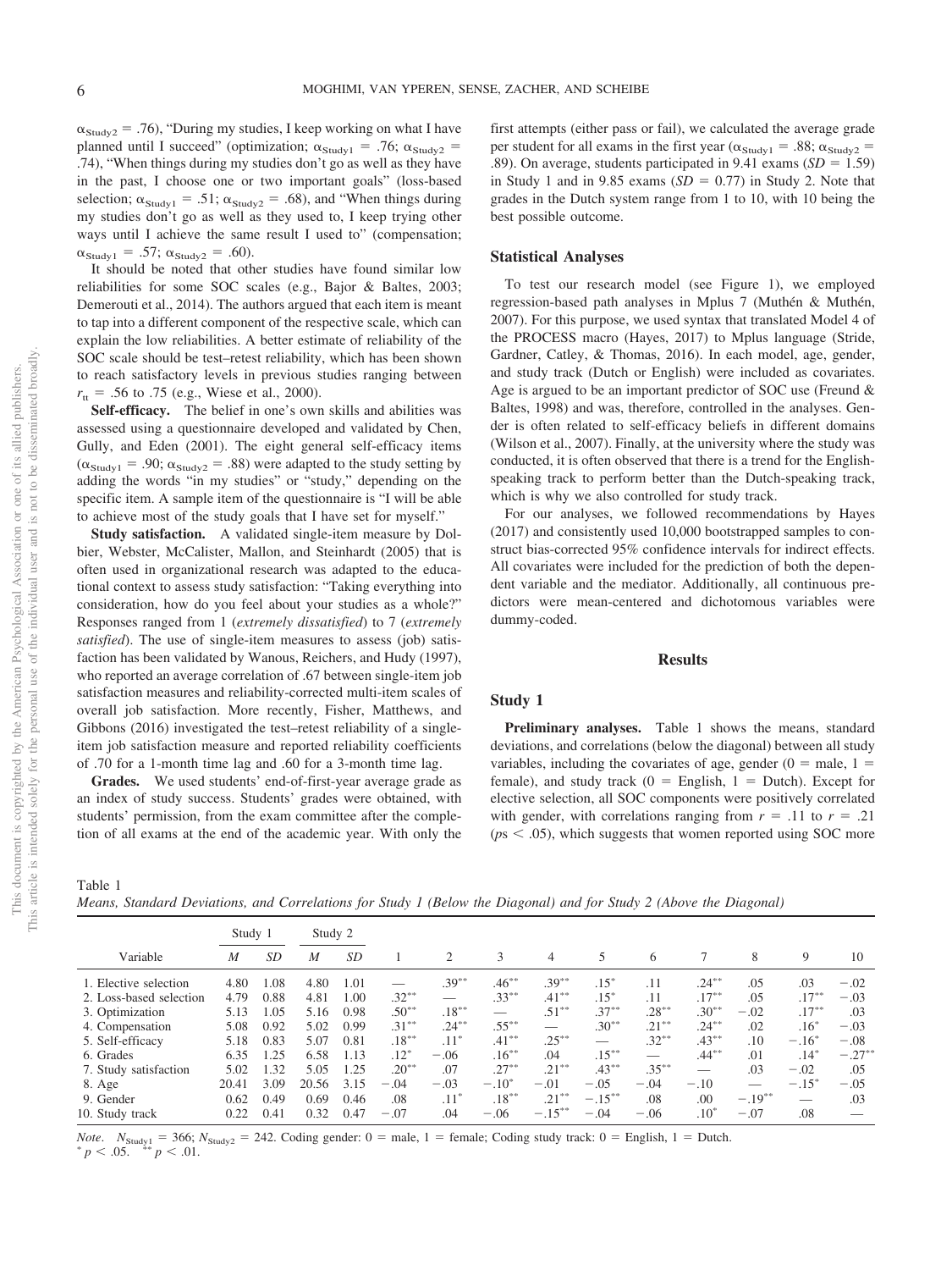$\alpha_{Study2}$ = .76), "During my studies, I keep working on what I have planned until I succeed" (optimization; $\alpha_{Study1}$ = .76; $\alpha_{Study2}$ = .74), "When things during my studies don't go as well as they have in the past, I choose one or two important goals" (loss-based selection; $\alpha_{Study1}$ = .51; $\alpha_{Study2}$ = .68), and "When things during my studies don't go as well as they used to, I keep trying other ways until I achieve the same result I used to" (compensation; $\alpha_{Study1}$ = .57; $\alpha_{Study2}$ = .60).

It should be noted that other studies have found similar low reliabilities for some SOC scales (e.g., Bajor & Baltes, 2003; Demerouti et al., 2014). The authors argued that each item is meant to tap into a different component of the respective scale, which can explain the low reliabilities. A better estimate of reliability of the SOC scale should be test–retest reliability, which has been shown to reach satisfactory levels in previous studies ranging between $r_{tt}$ = .56 to .75 (e.g., Wiese et al., 2000).

**Self-efficacy.** The belief in one's own skills and abilities was assessed using a questionnaire developed and validated by Chen, Gully, and Eden (2001). The eight general self-efficacy items ($\alpha_{Study1}$ = .90; $\alpha_{Study2}$ = .88) were adapted to the study setting by adding the words "in my studies" or "study," depending on the specific item. A sample item of the questionnaire is "I will be able to achieve most of the study goals that I have set for myself."

**Study satisfaction.** A validated single-item measure by Dolbier, Webster, McCalister, Mallon, and Steinhardt (2005) that is often used in organizational research was adapted to the educational context to assess study satisfaction: "Taking everything into consideration, how do you feel about your studies as a whole?" Responses ranged from 1 (*extremely dissatisfied*) to 7 (*extremely satisfied*). The use of single-item measures to assess (job) satisfaction has been validated by Wanous, Reichers, and Hudy (1997), who reported an average correlation of .67 between single-item job satisfaction measures and reliability-corrected multi-item scales of overall job satisfaction. More recently, Fisher, Matthews, and Gibbons (2016) investigated the test–retest reliability of a single-item job satisfaction measure and reported reliability coefficients of .70 for a 1-month time lag and .60 for a 3-month time lag.

**Grades.** We used students' end-of-first-year average grade as an index of study success. Students' grades were obtained, with students' permission, from the exam committee after the completion of all exams at the end of the academic year. With only the first attempts (either pass or fail), we calculated the average grade per student for all exams in the first year ($\alpha_{Study1}$ = .88; $\alpha_{Study2}$ = .89). On average, students participated in 9.41 exams (*SD* = 1.59) in Study 1 and in 9.85 exams (*SD* = 0.77) in Study 2. Note that grades in the Dutch system range from 1 to 10, with 10 being the best possible outcome.

### Statistical Analyses

To test our research model (see Figure 1), we employed regression-based path analyses in Mplus 7 (Muthén & Muthén, 2007). For this purpose, we used syntax that translated Model 4 of the PROCESS macro (Hayes, 2017) to Mplus language (Stride, Gardner, Catley, & Thomas, 2016). In each model, age, gender, and study track (Dutch or English) were included as covariates. Age is argued to be an important predictor of SOC use (Freund & Baltes, 1998) and was, therefore, controlled in the analyses. Gender is often related to self-efficacy beliefs in different domains (Wilson et al., 2007). Finally, at the university where the study was conducted, it is often observed that there is a trend for the English-speaking track to perform better than the Dutch-speaking track, which is why we also controlled for study track.

For our analyses, we followed recommendations by Hayes (2017) and consistently used 10,000 bootstrapped samples to construct bias-corrected 95% confidence intervals for indirect effects. All covariates were included for the prediction of both the dependent variable and the mediator. Additionally, all continuous predictors were mean-centered and dichotomous variables were dummy-coded.

## Results

### Study 1

**Preliminary analyses.** Table 1 shows the means, standard deviations, and correlations (below the diagonal) between all study variables, including the covariates of age, gender (0 = male, 1 = female), and study track (0 = English, 1 = Dutch). Except for elective selection, all SOC components were positively correlated with gender, with correlations ranging from $r$ = .11 to $r$ = .21 ($p$s < .05), which suggests that women reported using SOC more

Table 1
*Means, Standard Deviations, and Correlations for Study 1 (Below the Diagonal) and for Study 2 (Above the Diagonal)*

| Variable | Study 1 | | Study 2 | | | | | | | | | | | |
|---|---|---|---|---|---|---|---|---|---|---|---|---|---|---|
| | *M* | *SD* | *M* | *SD* | 1 | 2 | 3 | 4 | 5 | 6 | 7 | 8 | 9 | 10 |
| 1. Elective selection | 4.80 | 1.08 | 4.80 | 1.01 | — | .39** | .46** | .39** | .15* | .11 | .24** | .05 | .03 | −.02 |
| 2. Loss-based selection | 4.79 | 0.88 | 4.81 | 1.00 | .32** | — | .33** | .41** | .15* | .11 | .17** | .05 | .17** | −.03 |
| 3. Optimization | 5.13 | 1.05 | 5.16 | 0.98 | .50** | .18** | — | .51** | .37** | .28** | .30** | −.02 | .17** | .03 |
| 4. Compensation | 5.08 | 0.92 | 5.02 | 0.99 | .31** | .24** | .55** | — | .30** | .21** | .24** | .02 | .16* | −.03 |
| 5. Self-efficacy | 5.18 | 0.83 | 5.07 | 0.81 | .18** | .11* | .41** | .25** | — | .32** | .43** | .10 | −.16* | −.08 |
| 6. Grades | 6.35 | 1.25 | 6.58 | 1.13 | .12* | −.06 | .16** | .04 | .15** | — | .44** | .01 | .14* | −.27** |
| 7. Study satisfaction | 5.02 | 1.32 | 5.05 | 1.25 | .20** | .07 | .27** | .21** | .43** | .35** | — | .03 | −.02 | .05 |
| 8. Age | 20.41 | 3.09 | 20.56 | 3.15 | −.04 | −.03 | −.10* | −.01 | −.05 | −.04 | −.10 | — | −.15* | −.05 |
| 9. Gender | 0.62 | 0.49 | 0.69 | 0.46 | .08 | .11* | .18** | .21** | −.15** | .08 | .00 | −.19** | — | .03 |
| 10. Study track | 0.22 | 0.41 | 0.32 | 0.47 | −.07 | .04 | −.06 | −.15** | −.04 | −.06 | .10* | −.07 | .08 | — |

*Note.* $N_{Study1}$ = 366; $N_{Study2}$ = 242. Coding gender: 0 = male, 1 = female; Coding study track: 0 = English, 1 = Dutch.
\* $p < .05$. \*\* $p < .01$.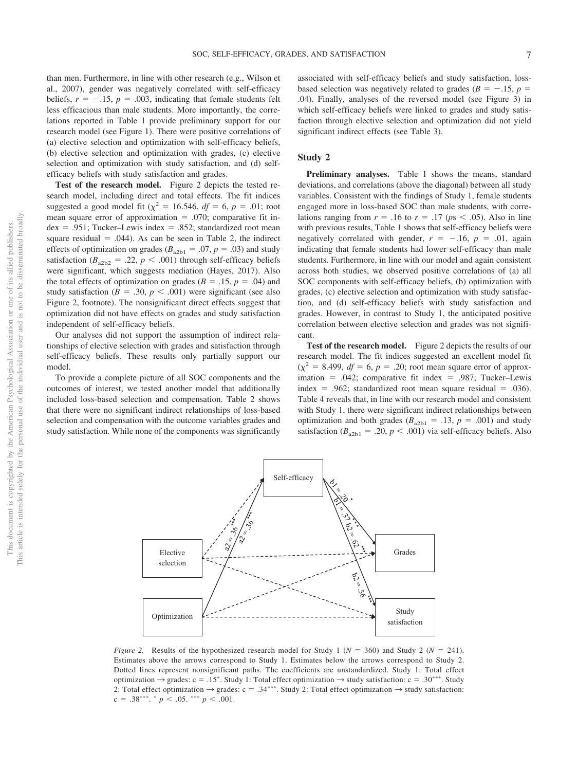than men. Furthermore, in line with other research (e.g., Wilson et al., 2007), gender was negatively correlated with self-efficacy beliefs, $r = -.15$, $p = .003$, indicating that female students felt less efficacious than male students. More importantly, the correlations reported in Table 1 provide preliminary support for our research model (see Figure 1). There were positive correlations of (a) elective selection and optimization with self-efficacy beliefs, (b) elective selection and optimization with grades, (c) elective selection and optimization with study satisfaction, and (d) self-efficacy beliefs with study satisfaction and grades.

**Test of the research model.** Figure 2 depicts the tested research model, including direct and total effects. The fit indices suggested a good model fit ($\chi^2 = 16.546$, $df = 6$, $p = .01$; root mean square error of approximation = .070; comparative fit index = .951; Tucker–Lewis index = .852; standardized root mean square residual = .044). As can be seen in Table 2, the indirect effects of optimization on grades ($B_{a2b1} = .07$, $p = .03$) and study satisfaction ($B_{a2b2} = .22$, $p < .001$) through self-efficacy beliefs were significant, which suggests mediation (Hayes, 2017). Also the total effects of optimization on grades ($B = .15$, $p = .04$) and study satisfaction ($B = .30$, $p < .001$) were significant (see also Figure 2, footnote). The nonsignificant direct effects suggest that optimization did not have effects on grades and study satisfaction independent of self-efficacy beliefs.

Our analyses did not support the assumption of indirect relationships of elective selection with grades and satisfaction through self-efficacy beliefs. These results only partially support our model.

To provide a complete picture of all SOC components and the outcomes of interest, we tested another model that additionally included loss-based selection and compensation. Table 2 shows that there were no significant indirect relationships of loss-based selection and compensation with the outcome variables grades and study satisfaction. While none of the components was significantly associated with self-efficacy beliefs and study satisfaction, loss-based selection was negatively related to grades ($B = -.15$, $p = .04$). Finally, analyses of the reversed model (see Figure 3) in which self-efficacy beliefs were linked to grades and study satisfaction through elective selection and optimization did not yield significant indirect effects (see Table 3).

## Study 2

**Preliminary analyses.** Table 1 shows the means, standard deviations, and correlations (above the diagonal) between all study variables. Consistent with the findings of Study 1, female students engaged more in loss-based SOC than male students, with correlations ranging from $r = .16$ to $r = .17$ ($ps < .05$). Also in line with previous results, Table 1 shows that self-efficacy beliefs were negatively correlated with gender, $r = -.16$, $p = .01$, again indicating that female students had lower self-efficacy than male students. Furthermore, in line with our model and again consistent across both studies, we observed positive correlations of (a) all SOC components with self-efficacy beliefs, (b) optimization with grades, (c) elective selection and optimization with study satisfaction, and (d) self-efficacy beliefs with study satisfaction and grades. However, in contrast to Study 1, the anticipated positive correlation between elective selection and grades was not significant.

**Test of the research model.** Figure 2 depicts the results of our research model. The fit indices suggested an excellent model fit ($\chi^2 = 8.499$, $df = 6$, $p = .20$; root mean square error of approximation = .042; comparative fit index = .987; Tucker–Lewis index = .962; standardized root mean square residual = .036). Table 4 reveals that, in line with our research model and consistent with Study 1, there were significant indirect relationships between optimization and both grades ($B_{a2b1} = .13$, $p = .001$) and study satisfaction ($B_{a2b1} = .20$, $p < .001$) via self-efficacy beliefs. Also

*Figure 2.* Results of the hypothesized research model for Study 1 ($N = 360$) and Study 2 ($N = 241$). Estimates above the arrows correspond to Study 1. Estimates below the arrows correspond to Study 2. Dotted lines represent nonsignificant paths. The coefficients are unstandardized. Study 1: Total effect optimization → grades: c = .15*. Study 1: Total effect optimization → study satisfaction: c = .30***. Study 2: Total effect optimization → grades: c = .34***. Study 2: Total effect optimization → study satisfaction: c = .38***. * $p < .05$. *** $p < .001$.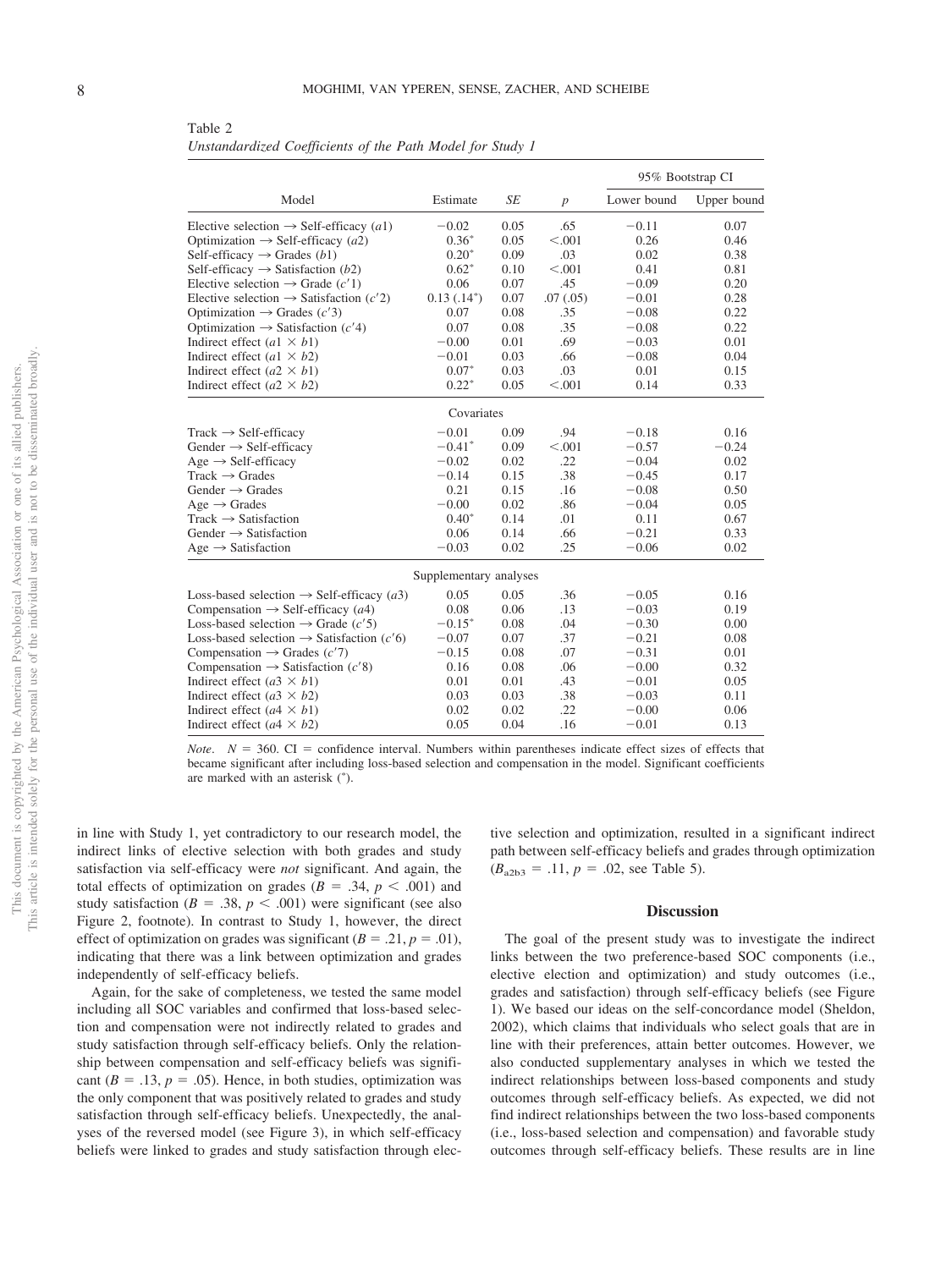Table 2
*Unstandardized Coefficients of the Path Model for Study 1*

| Model | Estimate | *SE* | *p* | 95% Bootstrap CI Lower bound | 95% Bootstrap CI Upper bound |
|---|---|---|---|---|---|
| Elective selection → Self-efficacy ($a1$) | −0.02 | 0.05 | .65 | −0.11 | 0.07 |
| Optimization → Self-efficacy ($a2$) | 0.36* | 0.05 | <.001 | 0.26 | 0.46 |
| Self-efficacy → Grades ($b1$) | 0.20* | 0.09 | .03 | 0.02 | 0.38 |
| Self-efficacy → Satisfaction ($b2$) | 0.62* | 0.10 | <.001 | 0.41 | 0.81 |
| Elective selection → Grade ($c'1$) | 0.06 | 0.07 | .45 | −0.09 | 0.20 |
| Elective selection → Satisfaction ($c'2$) | 0.13 (.14*) | 0.07 | .07 (.05) | −0.01 | 0.28 |
| Optimization → Grades ($c'3$) | 0.07 | 0.08 | .35 | −0.08 | 0.22 |
| Optimization → Satisfaction ($c'4$) | 0.07 | 0.08 | .35 | −0.08 | 0.22 |
| Indirect effect ($a1 \times b1$) | −0.00 | 0.01 | .69 | −0.03 | 0.01 |
| Indirect effect ($a1 \times b2$) | −0.01 | 0.03 | .66 | −0.08 | 0.04 |
| Indirect effect ($a2 \times b1$) | 0.07* | 0.03 | .03 | 0.01 | 0.15 |
| Indirect effect ($a2 \times b2$) | 0.22* | 0.05 | <.001 | 0.14 | 0.33 |
| **Covariates** | | | | | |
| Track → Self-efficacy | −0.01 | 0.09 | .94 | −0.18 | 0.16 |
| Gender → Self-efficacy | −0.41* | 0.09 | <.001 | −0.57 | −0.24 |
| Age → Self-efficacy | −0.02 | 0.02 | .22 | −0.04 | 0.02 |
| Track → Grades | −0.14 | 0.15 | .38 | −0.45 | 0.17 |
| Gender → Grades | 0.21 | 0.15 | .16 | −0.08 | 0.50 |
| Age → Grades | −0.00 | 0.02 | .86 | −0.04 | 0.05 |
| Track → Satisfaction | 0.40* | 0.14 | .01 | 0.11 | 0.67 |
| Gender → Satisfaction | 0.06 | 0.14 | .66 | −0.21 | 0.33 |
| Age → Satisfaction | −0.03 | 0.02 | .25 | −0.06 | 0.02 |
| **Supplementary analyses** | | | | | |
| Loss-based selection → Self-efficacy ($a3$) | 0.05 | 0.05 | .36 | −0.05 | 0.16 |
| Compensation → Self-efficacy ($a4$) | 0.08 | 0.06 | .13 | −0.03 | 0.19 |
| Loss-based selection → Grade ($c'5$) | −0.15* | 0.08 | .04 | −0.30 | 0.00 |
| Loss-based selection → Satisfaction ($c'6$) | −0.07 | 0.07 | .37 | −0.21 | 0.08 |
| Compensation → Grades ($c'7$) | −0.15 | 0.08 | .07 | −0.31 | 0.01 |
| Compensation → Satisfaction ($c'8$) | 0.16 | 0.08 | .06 | −0.00 | 0.32 |
| Indirect effect ($a3 \times b1$) | 0.01 | 0.01 | .43 | −0.01 | 0.05 |
| Indirect effect ($a3 \times b2$) | 0.03 | 0.03 | .38 | −0.03 | 0.11 |
| Indirect effect ($a4 \times b1$) | 0.02 | 0.02 | .22 | −0.00 | 0.06 |
| Indirect effect ($a4 \times b2$) | 0.05 | 0.04 | .16 | −0.01 | 0.13 |

*Note*. $N = 360$. CI = confidence interval. Numbers within parentheses indicate effect sizes of effects that became significant after including loss-based selection and compensation in the model. Significant coefficients are marked with an asterisk (*).

in line with Study 1, yet contradictory to our research model, the indirect links of elective selection with both grades and study satisfaction via self-efficacy were *not* significant. And again, the total effects of optimization on grades ($B = .34$, $p < .001$) and study satisfaction ($B = .38$, $p < .001$) were significant (see also Figure 2, footnote). In contrast to Study 1, however, the direct effect of optimization on grades was significant ($B = .21$, $p = .01$), indicating that there was a link between optimization and grades independently of self-efficacy beliefs.

Again, for the sake of completeness, we tested the same model including all SOC variables and confirmed that loss-based selection and compensation were not indirectly related to grades and study satisfaction through self-efficacy beliefs. Only the relationship between compensation and self-efficacy beliefs was significant ($B = .13$, $p = .05$). Hence, in both studies, optimization was the only component that was positively related to grades and study satisfaction through self-efficacy beliefs. Unexpectedly, the analyses of the reversed model (see Figure 3), in which self-efficacy beliefs were linked to grades and study satisfaction through elective selection and optimization, resulted in a significant indirect path between self-efficacy beliefs and grades through optimization ($B_{a2b3} = .11$, $p = .02$, see Table 5).

## Discussion

The goal of the present study was to investigate the indirect links between the two preference-based SOC components (i.e., elective election and optimization) and study outcomes (i.e., grades and satisfaction) through self-efficacy beliefs (see Figure 1). We based our ideas on the self-concordance model (Sheldon, 2002), which claims that individuals who select goals that are in line with their preferences, attain better outcomes. However, we also conducted supplementary analyses in which we tested the indirect relationships between loss-based components and study outcomes through self-efficacy beliefs. As expected, we did not find indirect relationships between the two loss-based components (i.e., loss-based selection and compensation) and favorable study outcomes through self-efficacy beliefs. These results are in line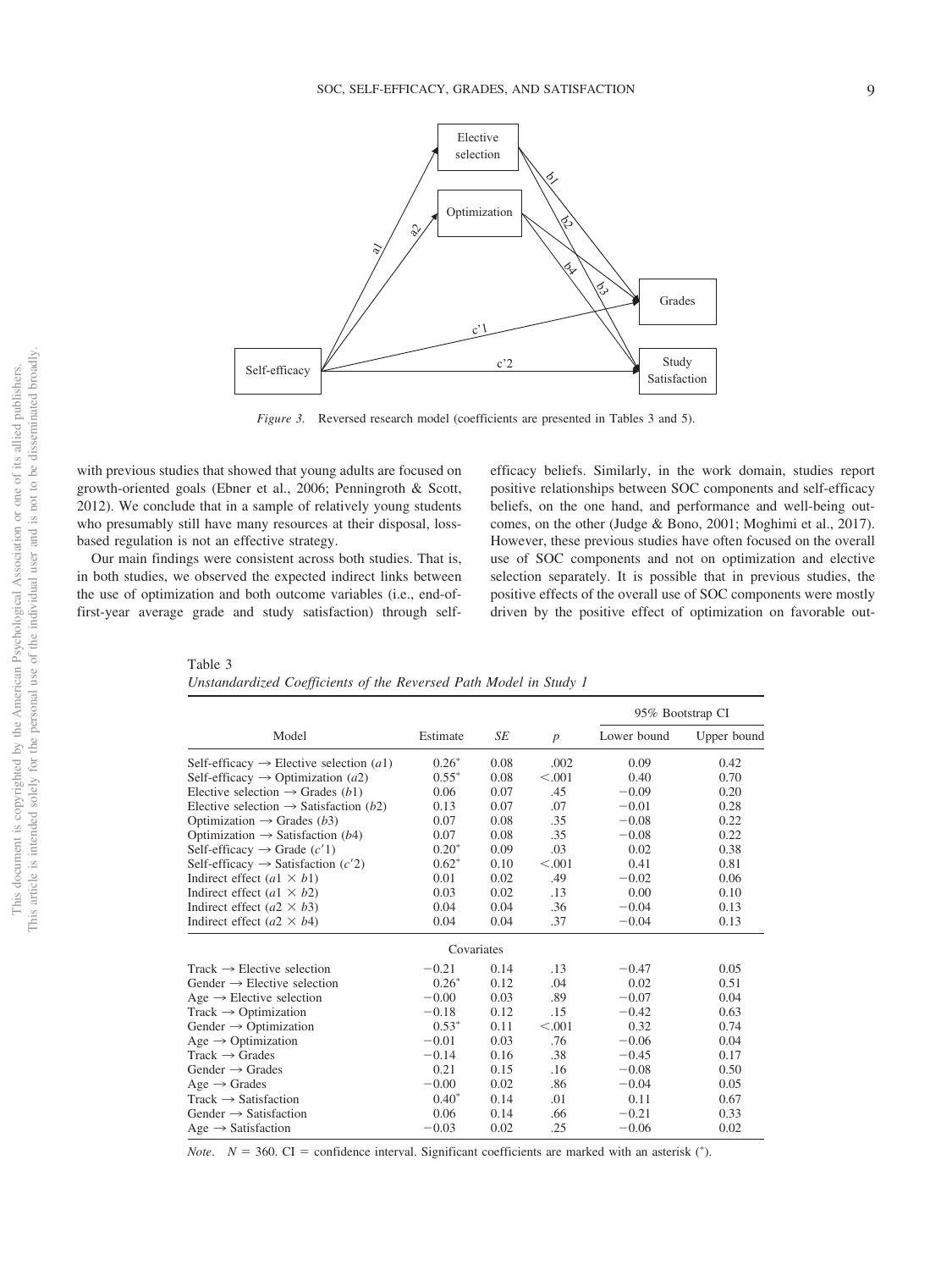*Figure 3.* Reversed research model (coefficients are presented in Tables 3 and 5).

with previous studies that showed that young adults are focused on growth-oriented goals (Ebner et al., 2006; Penningroth & Scott, 2012). We conclude that in a sample of relatively young students who presumably still have many resources at their disposal, loss-based regulation is not an effective strategy.

Our main findings were consistent across both studies. That is, in both studies, we observed the expected indirect links between the use of optimization and both outcome variables (i.e., end-of-first-year average grade and study satisfaction) through self-efficacy beliefs. Similarly, in the work domain, studies report positive relationships between SOC components and self-efficacy beliefs, on the one hand, and performance and well-being outcomes, on the other (Judge & Bono, 2001; Moghimi et al., 2017). However, these previous studies have often focused on the overall use of SOC components and not on optimization and elective selection separately. It is possible that in previous studies, the positive effects of the overall use of SOC components were mostly driven by the positive effect of optimization on favorable out-

Table 3
*Unstandardized Coefficients of the Reversed Path Model in Study 1*

| Model | Estimate | *SE* | *p* | 95% Bootstrap CI | |
|---|---|---|---|---|---|
| | | | | Lower bound | Upper bound |
| Self-efficacy → Elective selection (*a*1) | 0.26* | 0.08 | .002 | 0.09 | 0.42 |
| Self-efficacy → Optimization (*a*2) | 0.55* | 0.08 | <.001 | 0.40 | 0.70 |
| Elective selection → Grades (*b*1) | 0.06 | 0.07 | .45 | −0.09 | 0.20 |
| Elective selection → Satisfaction (*b*2) | 0.13 | 0.07 | .07 | −0.01 | 0.28 |
| Optimization → Grades (*b*3) | 0.07 | 0.08 | .35 | −0.08 | 0.22 |
| Optimization → Satisfaction (*b*4) | 0.07 | 0.08 | .35 | −0.08 | 0.22 |
| Self-efficacy → Grade (*c*′1) | 0.20* | 0.09 | .03 | 0.02 | 0.38 |
| Self-efficacy → Satisfaction (*c*′2) | 0.62* | 0.10 | <.001 | 0.41 | 0.81 |
| Indirect effect (*a*1 × *b*1) | 0.01 | 0.02 | .49 | −0.02 | 0.06 |
| Indirect effect (*a*1 × *b*2) | 0.03 | 0.02 | .13 | 0.00 | 0.10 |
| Indirect effect (*a*2 × *b*3) | 0.04 | 0.04 | .36 | −0.04 | 0.13 |
| Indirect effect (*a*2 × *b*4) | 0.04 | 0.04 | .37 | −0.04 | 0.13 |
| Covariates | | | | | |
| Track → Elective selection | −0.21 | 0.14 | .13 | −0.47 | 0.05 |
| Gender → Elective selection | 0.26* | 0.12 | .04 | 0.02 | 0.51 |
| Age → Elective selection | −0.00 | 0.03 | .89 | −0.07 | 0.04 |
| Track → Optimization | −0.18 | 0.12 | .15 | −0.42 | 0.63 |
| Gender → Optimization | 0.53* | 0.11 | <.001 | 0.32 | 0.74 |
| Age → Optimization | −0.01 | 0.03 | .76 | −0.06 | 0.04 |
| Track → Grades | −0.14 | 0.16 | .38 | −0.45 | 0.17 |
| Gender → Grades | 0.21 | 0.15 | .16 | −0.08 | 0.50 |
| Age → Grades | −0.00 | 0.02 | .86 | −0.04 | 0.05 |
| Track → Satisfaction | 0.40* | 0.14 | .01 | 0.11 | 0.67 |
| Gender → Satisfaction | 0.06 | 0.14 | .66 | −0.21 | 0.33 |
| Age → Satisfaction | −0.03 | 0.02 | .25 | −0.06 | 0.02 |

*Note*. $N = 360$. CI = confidence interval. Significant coefficients are marked with an asterisk (*).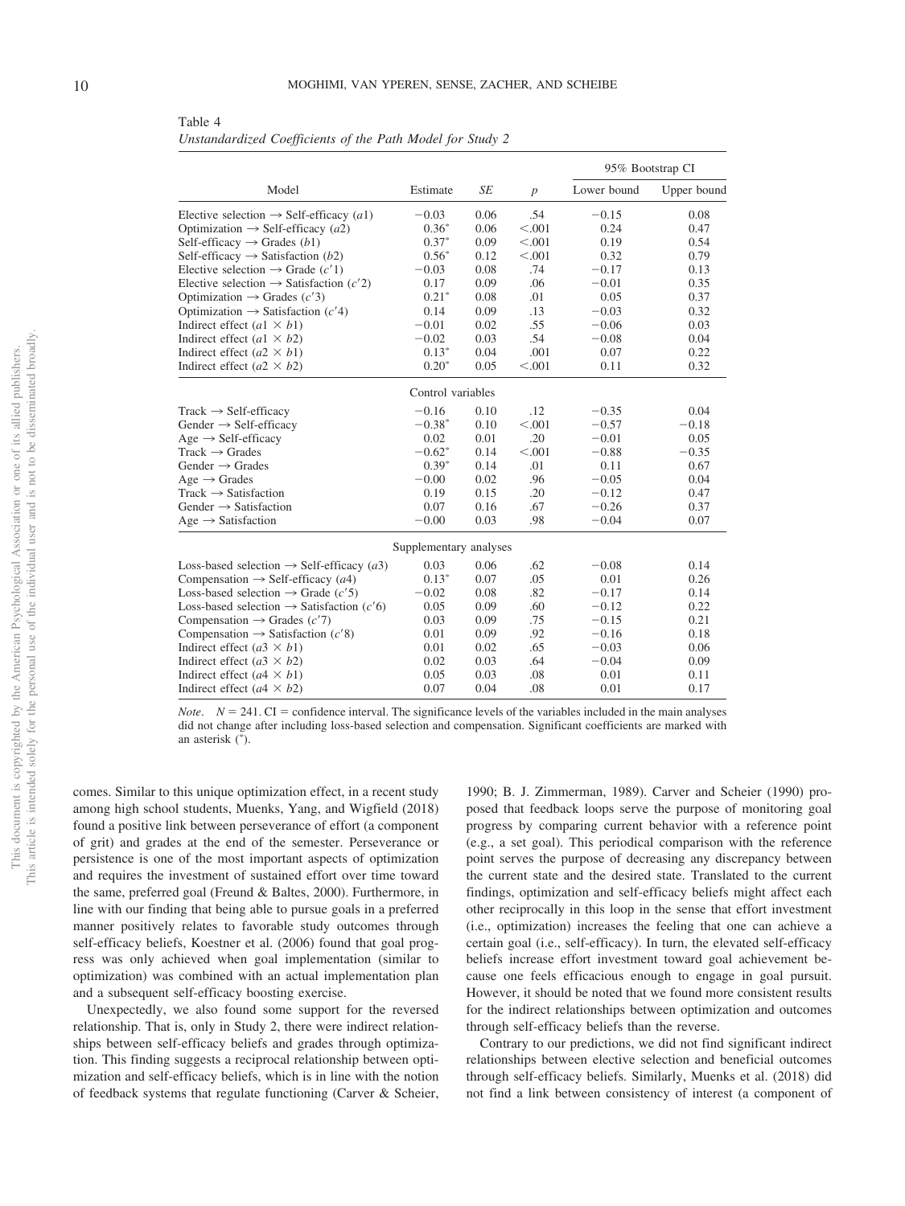Table 4
*Unstandardized Coefficients of the Path Model for Study 2*

| Model | Estimate | *SE* | *p* | 95% Bootstrap CI | |
|---|---|---|---|---|---|
| | | | | Lower bound | Upper bound |
| Elective selection → Self-efficacy ($a1$) | −0.03 | 0.06 | .54 | −0.15 | 0.08 |
| Optimization → Self-efficacy ($a2$) | 0.36* | 0.06 | <.001 | 0.24 | 0.47 |
| Self-efficacy → Grades ($b1$) | 0.37* | 0.09 | <.001 | 0.19 | 0.54 |
| Self-efficacy → Satisfaction ($b2$) | 0.56* | 0.12 | <.001 | 0.32 | 0.79 |
| Elective selection → Grade ($c'1$) | −0.03 | 0.08 | .74 | −0.17 | 0.13 |
| Elective selection → Satisfaction ($c'2$) | 0.17 | 0.09 | .06 | −0.01 | 0.35 |
| Optimization → Grades ($c'3$) | 0.21* | 0.08 | .01 | 0.05 | 0.37 |
| Optimization → Satisfaction ($c'4$) | 0.14 | 0.09 | .13 | −0.03 | 0.32 |
| Indirect effect ($a1 \times b1$) | −0.01 | 0.02 | .55 | −0.06 | 0.03 |
| Indirect effect ($a1 \times b2$) | −0.02 | 0.03 | .54 | −0.08 | 0.04 |
| Indirect effect ($a2 \times b1$) | 0.13* | 0.04 | .001 | 0.07 | 0.22 |
| Indirect effect ($a2 \times b2$) | 0.20* | 0.05 | <.001 | 0.11 | 0.32 |
| | Control variables | | | | |
| Track → Self-efficacy | −0.16 | 0.10 | .12 | −0.35 | 0.04 |
| Gender → Self-efficacy | −0.38* | 0.10 | <.001 | −0.57 | −0.18 |
| Age → Self-efficacy | 0.02 | 0.01 | .20 | −0.01 | 0.05 |
| Track → Grades | −0.62* | 0.14 | <.001 | −0.88 | −0.35 |
| Gender → Grades | 0.39* | 0.14 | .01 | 0.11 | 0.67 |
| Age → Grades | −0.00 | 0.02 | .96 | −0.05 | 0.04 |
| Track → Satisfaction | 0.19 | 0.15 | .20 | −0.12 | 0.47 |
| Gender → Satisfaction | 0.07 | 0.16 | .67 | −0.26 | 0.37 |
| Age → Satisfaction | −0.00 | 0.03 | .98 | −0.04 | 0.07 |
| | Supplementary analyses | | | | |
| Loss-based selection → Self-efficacy ($a3$) | 0.03 | 0.06 | .62 | −0.08 | 0.14 |
| Compensation → Self-efficacy ($a4$) | 0.13* | 0.07 | .05 | 0.01 | 0.26 |
| Loss-based selection → Grade ($c'5$) | −0.02 | 0.08 | .82 | −0.17 | 0.14 |
| Loss-based selection → Satisfaction ($c'6$) | 0.05 | 0.09 | .60 | −0.12 | 0.22 |
| Compensation → Grades ($c'7$) | 0.03 | 0.09 | .75 | −0.15 | 0.21 |
| Compensation → Satisfaction ($c'8$) | 0.01 | 0.09 | .92 | −0.16 | 0.18 |
| Indirect effect ($a3 \times b1$) | 0.01 | 0.02 | .65 | −0.03 | 0.06 |
| Indirect effect ($a3 \times b2$) | 0.02 | 0.03 | .64 | −0.04 | 0.09 |
| Indirect effect ($a4 \times b1$) | 0.05 | 0.03 | .08 | 0.01 | 0.11 |
| Indirect effect ($a4 \times b2$) | 0.07 | 0.04 | .08 | 0.01 | 0.17 |

*Note*. $N = 241$. CI = confidence interval. The significance levels of the variables included in the main analyses did not change after including loss-based selection and compensation. Significant coefficients are marked with an asterisk (*).

comes. Similar to this unique optimization effect, in a recent study among high school students, Muenks, Yang, and Wigfield (2018) found a positive link between perseverance of effort (a component of grit) and grades at the end of the semester. Perseverance or persistence is one of the most important aspects of optimization and requires the investment of sustained effort over time toward the same, preferred goal (Freund & Baltes, 2000). Furthermore, in line with our finding that being able to pursue goals in a preferred manner positively relates to favorable study outcomes through self-efficacy beliefs, Koestner et al. (2006) found that goal progress was only achieved when goal implementation (similar to optimization) was combined with an actual implementation plan and a subsequent self-efficacy boosting exercise.

Unexpectedly, we also found some support for the reversed relationship. That is, only in Study 2, there were indirect relationships between self-efficacy beliefs and grades through optimization. This finding suggests a reciprocal relationship between optimization and self-efficacy beliefs, which is in line with the notion of feedback systems that regulate functioning (Carver & Scheier, 1990; B. J. Zimmerman, 1989). Carver and Scheier (1990) proposed that feedback loops serve the purpose of monitoring goal progress by comparing current behavior with a reference point (e.g., a set goal). This periodical comparison with the reference point serves the purpose of decreasing any discrepancy between the current state and the desired state. Translated to the current findings, optimization and self-efficacy beliefs might affect each other reciprocally in this loop in the sense that effort investment (i.e., optimization) increases the feeling that one can achieve a certain goal (i.e., self-efficacy). In turn, the elevated self-efficacy beliefs increase effort investment toward goal achievement because one feels efficacious enough to engage in goal pursuit. However, it should be noted that we found more consistent results for the indirect relationships between optimization and outcomes through self-efficacy beliefs than the reverse.

Contrary to our predictions, we did not find significant indirect relationships between elective selection and beneficial outcomes through self-efficacy beliefs. Similarly, Muenks et al. (2018) did not find a link between consistency of interest (a component of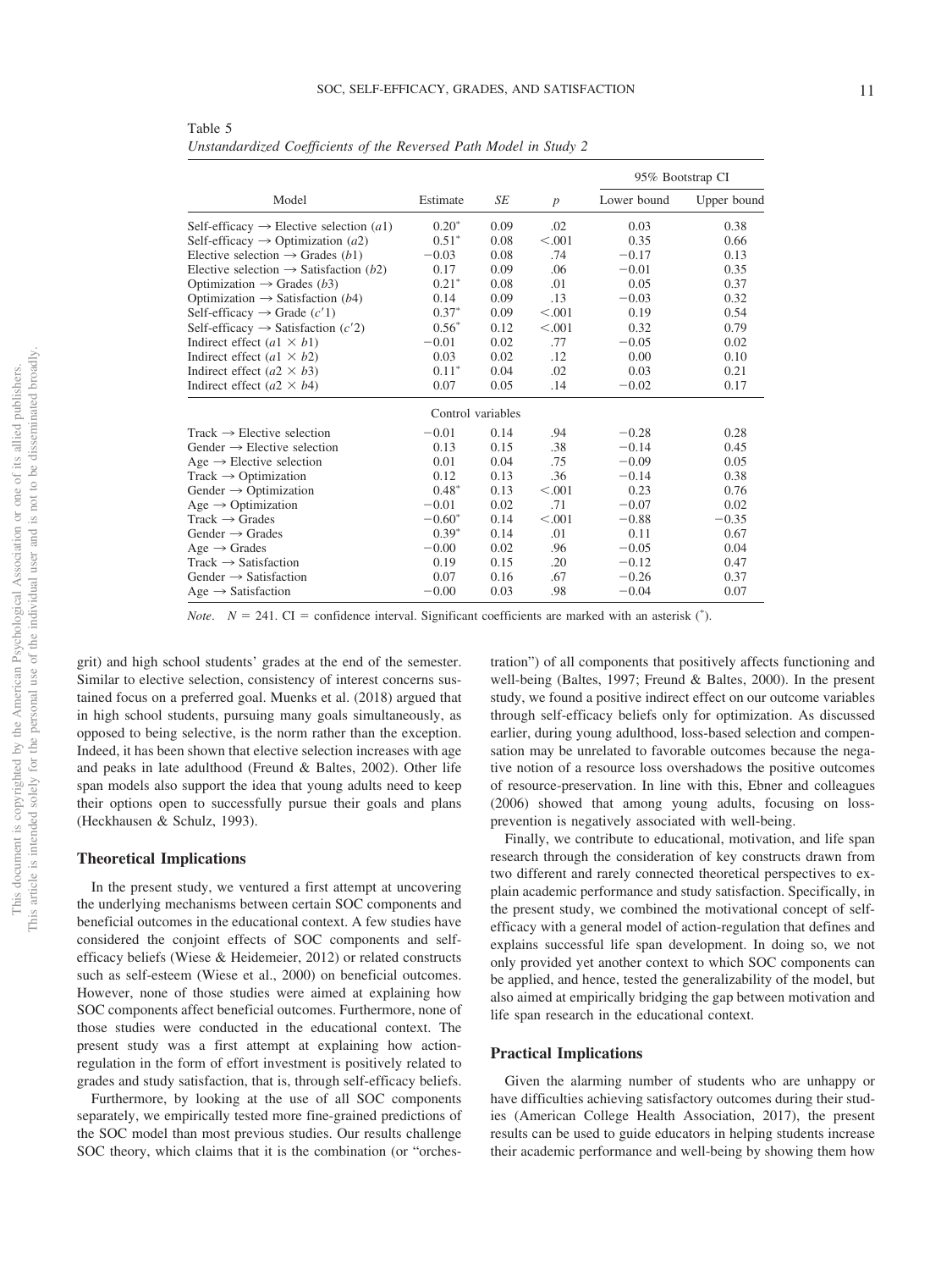Table 5
*Unstandardized Coefficients of the Reversed Path Model in Study 2*

| Model | Estimate | *SE* | *p* | 95% Bootstrap CI | |
|---|---|---|---|---|---|
| | | | | Lower bound | Upper bound |
| Self-efficacy → Elective selection (*a*1) | 0.20* | 0.09 | .02 | 0.03 | 0.38 |
| Self-efficacy → Optimization (*a*2) | 0.51* | 0.08 | <.001 | 0.35 | 0.66 |
| Elective selection → Grades (*b*1) | −0.03 | 0.08 | .74 | −0.17 | 0.13 |
| Elective selection → Satisfaction (*b*2) | 0.17 | 0.09 | .06 | −0.01 | 0.35 |
| Optimization → Grades (*b*3) | 0.21* | 0.08 | .01 | 0.05 | 0.37 |
| Optimization → Satisfaction (*b*4) | 0.14 | 0.09 | .13 | −0.03 | 0.32 |
| Self-efficacy → Grade ($c'1$) | 0.37* | 0.09 | <.001 | 0.19 | 0.54 |
| Self-efficacy → Satisfaction ($c'2$) | 0.56* | 0.12 | <.001 | 0.32 | 0.79 |
| Indirect effect ($a1 \times b1$) | −0.01 | 0.02 | .77 | −0.05 | 0.02 |
| Indirect effect ($a1 \times b2$) | 0.03 | 0.02 | .12 | 0.00 | 0.10 |
| Indirect effect ($a2 \times b3$) | 0.11* | 0.04 | .02 | 0.03 | 0.21 |
| Indirect effect ($a2 \times b4$) | 0.07 | 0.05 | .14 | −0.02 | 0.17 |
| | Control variables | | | | |
| Track → Elective selection | −0.01 | 0.14 | .94 | −0.28 | 0.28 |
| Gender → Elective selection | 0.13 | 0.15 | .38 | −0.14 | 0.45 |
| Age → Elective selection | 0.01 | 0.04 | .75 | −0.09 | 0.05 |
| Track → Optimization | 0.12 | 0.13 | .36 | −0.14 | 0.38 |
| Gender → Optimization | 0.48* | 0.13 | <.001 | 0.23 | 0.76 |
| Age → Optimization | −0.01 | 0.02 | .71 | −0.07 | 0.02 |
| Track → Grades | −0.60* | 0.14 | <.001 | −0.88 | −0.35 |
| Gender → Grades | 0.39* | 0.14 | .01 | 0.11 | 0.67 |
| Age → Grades | −0.00 | 0.02 | .96 | −0.05 | 0.04 |
| Track → Satisfaction | 0.19 | 0.15 | .20 | −0.12 | 0.47 |
| Gender → Satisfaction | 0.07 | 0.16 | .67 | −0.26 | 0.37 |
| Age → Satisfaction | −0.00 | 0.03 | .98 | −0.04 | 0.07 |

*Note*. $N = 241$. CI = confidence interval. Significant coefficients are marked with an asterisk (*).

grit) and high school students' grades at the end of the semester. Similar to elective selection, consistency of interest concerns sustained focus on a preferred goal. Muenks et al. (2018) argued that in high school students, pursuing many goals simultaneously, as opposed to being selective, is the norm rather than the exception. Indeed, it has been shown that elective selection increases with age and peaks in late adulthood (Freund & Baltes, 2002). Other life span models also support the idea that young adults need to keep their options open to successfully pursue their goals and plans (Heckhausen & Schulz, 1993).

### Theoretical Implications

In the present study, we ventured a first attempt at uncovering the underlying mechanisms between certain SOC components and beneficial outcomes in the educational context. A few studies have considered the conjoint effects of SOC components and self-efficacy beliefs (Wiese & Heidemeier, 2012) or related constructs such as self-esteem (Wiese et al., 2000) on beneficial outcomes. However, none of those studies were aimed at explaining how SOC components affect beneficial outcomes. Furthermore, none of those studies were conducted in the educational context. The present study was a first attempt at explaining how action-regulation in the form of effort investment is positively related to grades and study satisfaction, that is, through self-efficacy beliefs.

Furthermore, by looking at the use of all SOC components separately, we empirically tested more fine-grained predictions of the SOC model than most previous studies. Our results challenge SOC theory, which claims that it is the combination (or "orchestration") of all components that positively affects functioning and well-being (Baltes, 1997; Freund & Baltes, 2000). In the present study, we found a positive indirect effect on our outcome variables through self-efficacy beliefs only for optimization. As discussed earlier, during young adulthood, loss-based selection and compensation may be unrelated to favorable outcomes because the negative notion of a resource loss overshadows the positive outcomes of resource-preservation. In line with this, Ebner and colleagues (2006) showed that among young adults, focusing on loss-prevention is negatively associated with well-being.

Finally, we contribute to educational, motivation, and life span research through the consideration of key constructs drawn from two different and rarely connected theoretical perspectives to explain academic performance and study satisfaction. Specifically, in the present study, we combined the motivational concept of self-efficacy with a general model of action-regulation that defines and explains successful life span development. In doing so, we not only provided yet another context to which SOC components can be applied, and hence, tested the generalizability of the model, but also aimed at empirically bridging the gap between motivation and life span research in the educational context.

### Practical Implications

Given the alarming number of students who are unhappy or have difficulties achieving satisfactory outcomes during their studies (American College Health Association, 2017), the present results can be used to guide educators in helping students increase their academic performance and well-being by showing them how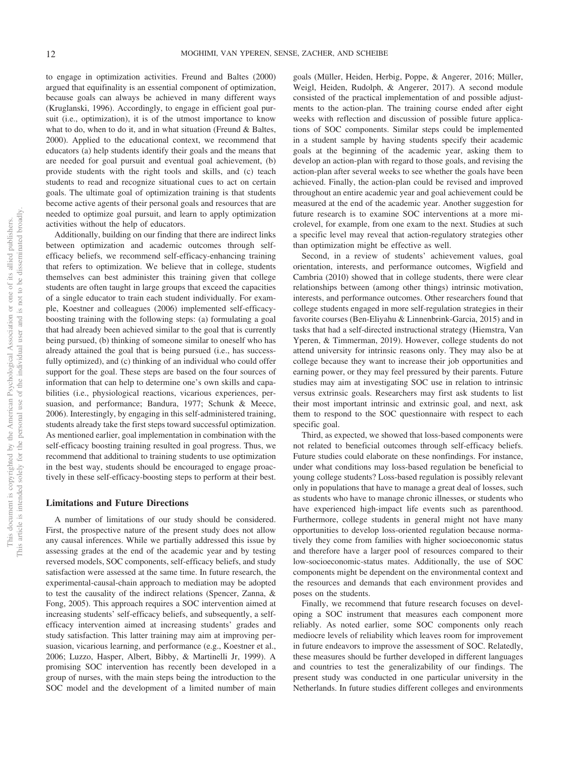to engage in optimization activities. Freund and Baltes (2000) argued that equifinality is an essential component of optimization, because goals can always be achieved in many different ways (Kruglanski, 1996). Accordingly, to engage in efficient goal pursuit (i.e., optimization), it is of the utmost importance to know what to do, when to do it, and in what situation (Freund & Baltes, 2000). Applied to the educational context, we recommend that educators (a) help students identify their goals and the means that are needed for goal pursuit and eventual goal achievement, (b) provide students with the right tools and skills, and (c) teach students to read and recognize situational cues to act on certain goals. The ultimate goal of optimization training is that students become active agents of their personal goals and resources that are needed to optimize goal pursuit, and learn to apply optimization activities without the help of educators.

Additionally, building on our finding that there are indirect links between optimization and academic outcomes through self-efficacy beliefs, we recommend self-efficacy-enhancing training that refers to optimization. We believe that in college, students themselves can best administer this training given that college students are often taught in large groups that exceed the capacities of a single educator to train each student individually. For example, Koestner and colleagues (2006) implemented self-efficacy-boosting training with the following steps: (a) formulating a goal that had already been achieved similar to the goal that is currently being pursued, (b) thinking of someone similar to oneself who has already attained the goal that is being pursued (i.e., has successfully optimized), and (c) thinking of an individual who could offer support for the goal. These steps are based on the four sources of information that can help to determine one's own skills and capabilities (i.e., physiological reactions, vicarious experiences, persuasion, and performance; Bandura, 1977; Schunk & Meece, 2006). Interestingly, by engaging in this self-administered training, students already take the first steps toward successful optimization. As mentioned earlier, goal implementation in combination with the self-efficacy boosting training resulted in goal progress. Thus, we recommend that additional to training students to use optimization in the best way, students should be encouraged to engage proactively in these self-efficacy-boosting steps to perform at their best.

## Limitations and Future Directions

A number of limitations of our study should be considered. First, the prospective nature of the present study does not allow any causal inferences. While we partially addressed this issue by assessing grades at the end of the academic year and by testing reversed models, SOC components, self-efficacy beliefs, and study satisfaction were assessed at the same time. In future research, the experimental-causal-chain approach to mediation may be adopted to test the causality of the indirect relations (Spencer, Zanna, & Fong, 2005). This approach requires a SOC intervention aimed at increasing students' self-efficacy beliefs, and subsequently, a self-efficacy intervention aimed at increasing students' grades and study satisfaction. This latter training may aim at improving persuasion, vicarious learning, and performance (e.g., Koestner et al., 2006; Luzzo, Hasper, Albert, Bibby, & Martinelli Jr, 1999). A promising SOC intervention has recently been developed in a group of nurses, with the main steps being the introduction to the SOC model and the development of a limited number of main goals (Müller, Heiden, Herbig, Poppe, & Angerer, 2016; Müller, Weigl, Heiden, Rudolph, & Angerer, 2017). A second module consisted of the practical implementation of and possible adjustments to the action-plan. The training course ended after eight weeks with reflection and discussion of possible future applications of SOC components. Similar steps could be implemented in a student sample by having students specify their academic goals at the beginning of the academic year, asking them to develop an action-plan with regard to those goals, and revising the action-plan after several weeks to see whether the goals have been achieved. Finally, the action-plan could be revised and improved throughout an entire academic year and goal achievement could be measured at the end of the academic year. Another suggestion for future research is to examine SOC interventions at a more microlevel, for example, from one exam to the next. Studies at such a specific level may reveal that action-regulatory strategies other than optimization might be effective as well.

Second, in a review of students' achievement values, goal orientation, interests, and performance outcomes, Wigfield and Cambria (2010) showed that in college students, there were clear relationships between (among other things) intrinsic motivation, interests, and performance outcomes. Other researchers found that college students engaged in more self-regulation strategies in their favorite courses (Ben-Eliyahu & Linnenbrink-Garcia, 2015) and in tasks that had a self-directed instructional strategy (Hiemstra, Van Yperen, & Timmerman, 2019). However, college students do not attend university for intrinsic reasons only. They may also be at college because they want to increase their job opportunities and earning power, or they may feel pressured by their parents. Future studies may aim at investigating SOC use in relation to intrinsic versus extrinsic goals. Researchers may first ask students to list their most important intrinsic and extrinsic goal, and next, ask them to respond to the SOC questionnaire with respect to each specific goal.

Third, as expected, we showed that loss-based components were not related to beneficial outcomes through self-efficacy beliefs. Future studies could elaborate on these nonfindings. For instance, under what conditions may loss-based regulation be beneficial to young college students? Loss-based regulation is possibly relevant only in populations that have to manage a great deal of losses, such as students who have to manage chronic illnesses, or students who have experienced high-impact life events such as parenthood. Furthermore, college students in general might not have many opportunities to develop loss-oriented regulation because normatively they come from families with higher socioeconomic status and therefore have a larger pool of resources compared to their low-socioeconomic-status mates. Additionally, the use of SOC components might be dependent on the environmental context and the resources and demands that each environment provides and poses on the students.

Finally, we recommend that future research focuses on developing a SOC instrument that measures each component more reliably. As noted earlier, some SOC components only reach mediocre levels of reliability which leaves room for improvement in future endeavors to improve the assessment of SOC. Relatedly, these measures should be further developed in different languages and countries to test the generalizability of our findings. The present study was conducted in one particular university in the Netherlands. In future studies different colleges and environments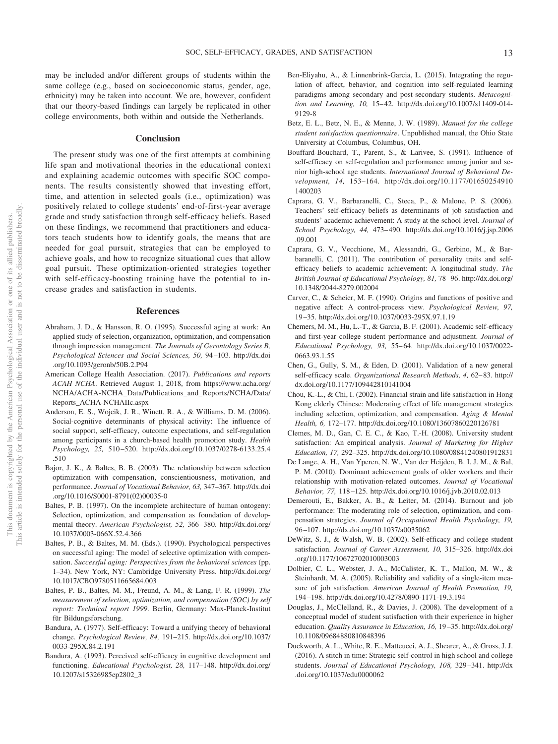may be included and/or different groups of students within the same college (e.g., based on socioeconomic status, gender, age, ethnicity) may be taken into account. We are, however, confident that our theory-based findings can largely be replicated in other college environments, both within and outside the Netherlands.

## Conclusion

The present study was one of the first attempts at combining life span and motivational theories in the educational context and explaining academic outcomes with specific SOC components. The results consistently showed that investing effort, time, and attention in selected goals (i.e., optimization) was positively related to college students' end-of-first-year average grade and study satisfaction through self-efficacy beliefs. Based on these findings, we recommend that practitioners and educators teach students how to identify goals, the means that are needed for goal pursuit, strategies that can be employed to achieve goals, and how to recognize situational cues that allow goal pursuit. These optimization-oriented strategies together with self-efficacy-boosting training have the potential to increase grades and satisfaction in students.

## References

Abraham, J. D., & Hansson, R. O. (1995). Successful aging at work: An applied study of selection, organization, optimization, and compensation through impression management. *The Journals of Gerontology Series B, Psychological Sciences and Social Sciences, 50,* 94–103. http://dx.doi.org/10.1093/geronb/50B.2.P94

American College Health Association. (2017). *Publications and reports ACAH NCHA*. Retrieved August 1, 2018, from https://www.acha.org/NCHA/ACHA-NCHA_Data/Publications_and_Reports/NCHA/Data/Reports_ACHA-NCHAIIc.aspx

Anderson, E. S., Wojcik, J. R., Winett, R. A., & Williams, D. M. (2006). Social-cognitive determinants of physical activity: The influence of social support, self-efficacy, outcome expectations, and self-regulation among participants in a church-based health promotion study. *Health Psychology, 25,* 510–520. http://dx.doi.org/10.1037/0278-6133.25.4.510

Bajor, J. K., & Baltes, B. B. (2003). The relationship between selection optimization with compensation, conscientiousness, motivation, and performance. *Journal of Vocational Behavior, 63,* 347–367. http://dx.doi.org/10.1016/S0001-8791(02)00035-0

Baltes, P. B. (1997). On the incomplete architecture of human ontogeny: Selection, optimization, and compensation as foundation of developmental theory. *American Psychologist, 52,* 366–380. http://dx.doi.org/10.1037/0003-066X.52.4.366

Baltes, P. B., & Baltes, M. M. (Eds.). (1990). Psychological perspectives on successful aging: The model of selective optimization with compensation. *Successful aging: Perspectives from the behavioral sciences* (pp. 1–34). New York, NY: Cambridge University Press. http://dx.doi.org/10.1017/CBO9780511665684.003

Baltes, P. B., Baltes, M. M., Freund, A. M., & Lang, F. R. (1999). *The measurement of selection, optimization, and compensation (SOC) by self report: Technical report 1999*. Berlin, Germany: Max-Planck-Institut für Bildungsforschung.

Bandura, A. (1977). Self-efficacy: Toward a unifying theory of behavioral change. *Psychological Review, 84,* 191–215. http://dx.doi.org/10.1037/0033-295X.84.2.191

Bandura, A. (1993). Perceived self-efficacy in cognitive development and functioning. *Educational Psychologist, 28,* 117–148. http://dx.doi.org/10.1207/s15326985ep2802_3

Ben-Eliyahu, A., & Linnenbrink-Garcia, L. (2015). Integrating the regulation of affect, behavior, and cognition into self-regulated learning paradigms among secondary and post-secondary students. *Metacognition and Learning, 10,* 15–42. http://dx.doi.org/10.1007/s11409-014-9129-8

Betz, E. L., Betz, N. E., & Menne, J. W. (1989). *Manual for the college student satisfaction questionnaire*. Unpublished manual, the Ohio State University at Columbus, Columbus, OH.

Bouffard-Bouchard, T., Parent, S., & Larivee, S. (1991). Influence of self-efficacy on self-regulation and performance among junior and senior high-school age students. *International Journal of Behavioral Development, 14,* 153–164. http://dx.doi.org/10.1177/016502549101400203

Caprara, G. V., Barbaranelli, C., Steca, P., & Malone, P. S. (2006). Teachers' self-efficacy beliefs as determinants of job satisfaction and students' academic achievement: A study at the school level. *Journal of School Psychology, 44,* 473–490. http://dx.doi.org/10.1016/j.jsp.2006.09.001

Caprara, G. V., Vecchione, M., Alessandri, G., Gerbino, M., & Barbaranelli, C. (2011). The contribution of personality traits and self-efficacy beliefs to academic achievement: A longitudinal study. *The British Journal of Educational Psychology, 81,* 78–96. http://dx.doi.org/10.1348/2044-8279.002004

Carver, C., & Scheier, M. F. (1990). Origins and functions of positive and negative affect: A control-process view. *Psychological Review, 97,* 19–35. http://dx.doi.org/10.1037/0033-295X.97.1.19

Chemers, M. M., Hu, L.-T., & Garcia, B. F. (2001). Academic self-efficacy and first-year college student performance and adjustment. *Journal of Educational Psychology, 93,* 55–64. http://dx.doi.org/10.1037/0022-0663.93.1.55

Chen, G., Gully, S. M., & Eden, D. (2001). Validation of a new general self-efficacy scale. *Organizational Research Methods, 4,* 62–83. http://dx.doi.org/10.1177/109442810141004

Chou, K.-L., & Chi, I. (2002). Financial strain and life satisfaction in Hong Kong elderly Chinese: Moderating effect of life management strategies including selection, optimization, and compensation. *Aging & Mental Health, 6,* 172–177. http://dx.doi.org/10.1080/13607860220126781

Clemes, M. D., Gan, C. E. C., & Kao, T.-H. (2008). University student satisfaction: An empirical analysis. *Journal of Marketing for Higher Education, 17,* 292–325. http://dx.doi.org/10.1080/08841240801912831

De Lange, A. H., Van Yperen, N. W., Van der Heijden, B. I. J. M., & Bal, P. M. (2010). Dominant achievement goals of older workers and their relationship with motivation-related outcomes. *Journal of Vocational Behavior, 77,* 118–125. http://dx.doi.org/10.1016/j.jvb.2010.02.013

Demerouti, E., Bakker, A. B., & Leiter, M. (2014). Burnout and job performance: The moderating role of selection, optimization, and compensation strategies. *Journal of Occupational Health Psychology, 19,* 96–107. http://dx.doi.org/10.1037/a0035062

DeWitz, S. J., & Walsh, W. B. (2002). Self-efficacy and college student satisfaction. *Journal of Career Assessment, 10,* 315–326. http://dx.doi.org/10.1177/10672702010003003

Dolbier, C. L., Webster, J. A., McCalister, K. T., Mallon, M. W., & Steinhardt, M. A. (2005). Reliability and validity of a single-item measure of job satisfaction. *American Journal of Health Promotion, 19,* 194–198. http://dx.doi.org/10.4278/0890-1171-19.3.194

Douglas, J., McClelland, R., & Davies, J. (2008). The development of a conceptual model of student satisfaction with their experience in higher education. *Quality Assurance in Education, 16,* 19–35. http://dx.doi.org/10.1108/09684880810848396

Duckworth, A. L., White, R. E., Matteucci, A. J., Shearer, A., & Gross, J. J. (2016). A stitch in time: Strategic self-control in high school and college students. *Journal of Educational Psychology, 108,* 329–341. http://dx.doi.org/10.1037/edu0000062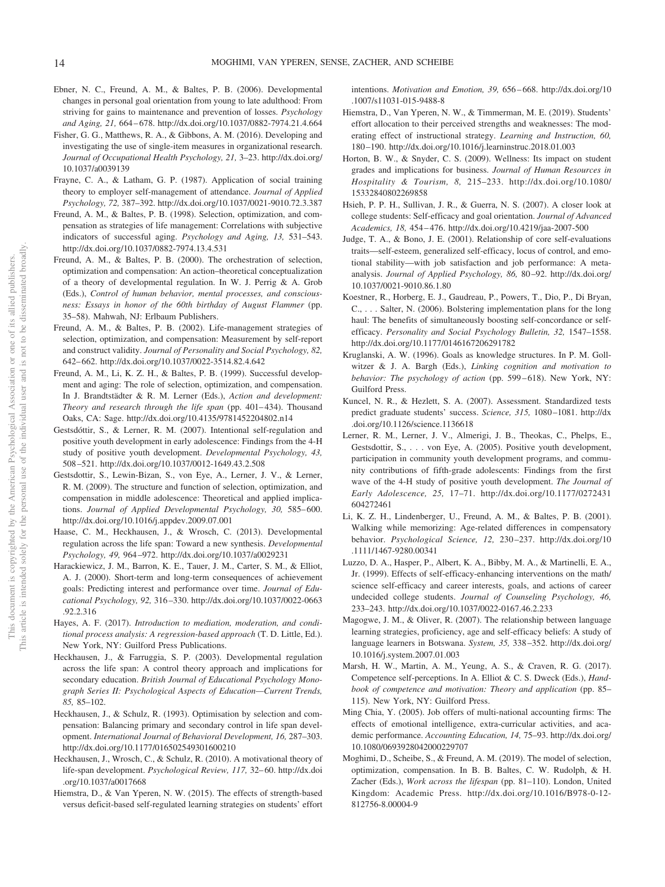Ebner, N. C., Freund, A. M., & Baltes, P. B. (2006). Developmental changes in personal goal orientation from young to late adulthood: From striving for gains to maintenance and prevention of losses. *Psychology and Aging, 21,* 664–678. http://dx.doi.org/10.1037/0882-7974.21.4.664

Fisher, G. G., Matthews, R. A., & Gibbons, A. M. (2016). Developing and investigating the use of single-item measures in organizational research. *Journal of Occupational Health Psychology, 21,* 3–23. http://dx.doi.org/10.1037/a0039139

Frayne, C. A., & Latham, G. P. (1987). Application of social training theory to employer self-management of attendance. *Journal of Applied Psychology, 72,* 387–392. http://dx.doi.org/10.1037/0021-9010.72.3.387

Freund, A. M., & Baltes, P. B. (1998). Selection, optimization, and compensation as strategies of life management: Correlations with subjective indicators of successful aging. *Psychology and Aging, 13,* 531–543. http://dx.doi.org/10.1037/0882-7974.13.4.531

Freund, A. M., & Baltes, P. B. (2000). The orchestration of selection, optimization and compensation: An action–theoretical conceptualization of a theory of developmental regulation. In W. J. Perrig & A. Grob (Eds.), *Control of human behavior, mental processes, and consciousness: Essays in honor of the 60th birthday of August Flammer* (pp. 35–58). Mahwah, NJ: Erlbaum Publishers.

Freund, A. M., & Baltes, P. B. (2002). Life-management strategies of selection, optimization, and compensation: Measurement by self-report and construct validity. *Journal of Personality and Social Psychology, 82,* 642–662. http://dx.doi.org/10.1037/0022-3514.82.4.642

Freund, A. M., Li, K. Z. H., & Baltes, P. B. (1999). Successful development and aging: The role of selection, optimization, and compensation. In J. Brandtstädter & R. M. Lerner (Eds.), *Action and development: Theory and research through the life span* (pp. 401–434). Thousand Oaks, CA: Sage. http://dx.doi.org/10.4135/9781452204802.n14

Gestsdóttir, S., & Lerner, R. M. (2007). Intentional self-regulation and positive youth development in early adolescence: Findings from the 4-H study of positive youth development. *Developmental Psychology, 43,* 508–521. http://dx.doi.org/10.1037/0012-1649.43.2.508

Gestsdottir, S., Lewin-Bizan, S., von Eye, A., Lerner, J. V., & Lerner, R. M. (2009). The structure and function of selection, optimization, and compensation in middle adolescence: Theoretical and applied implications. *Journal of Applied Developmental Psychology, 30,* 585–600. http://dx.doi.org/10.1016/j.appdev.2009.07.001

Haase, C. M., Heckhausen, J., & Wrosch, C. (2013). Developmental regulation across the life span: Toward a new synthesis. *Developmental Psychology, 49,* 964–972. http://dx.doi.org/10.1037/a0029231

Harackiewicz, J. M., Barron, K. E., Tauer, J. M., Carter, S. M., & Elliot, A. J. (2000). Short-term and long-term consequences of achievement goals: Predicting interest and performance over time. *Journal of Educational Psychology, 92,* 316–330. http://dx.doi.org/10.1037/0022-0663.92.2.316

Hayes, A. F. (2017). *Introduction to mediation, moderation, and conditional process analysis: A regression-based approach* (T. D. Little, Ed.). New York, NY: Guilford Press Publications.

Heckhausen, J., & Farruggia, S. P. (2003). Developmental regulation across the life span: A control theory approach and implications for secondary education. *British Journal of Educational Psychology Monograph Series II: Psychological Aspects of Education—Current Trends, 85,* 85–102.

Heckhausen, J., & Schulz, R. (1993). Optimisation by selection and compensation: Balancing primary and secondary control in life span development. *International Journal of Behavioral Development, 16,* 287–303. http://dx.doi.org/10.1177/016502549301600210

Heckhausen, J., Wrosch, C., & Schulz, R. (2010). A motivational theory of life-span development. *Psychological Review, 117,* 32–60. http://dx.doi.org/10.1037/a0017668

Hiemstra, D., & Van Yperen, N. W. (2015). The effects of strength-based versus deficit-based self-regulated learning strategies on students' effort intentions. *Motivation and Emotion, 39,* 656–668. http://dx.doi.org/10.1007/s11031-015-9488-8

Hiemstra, D., Van Yperen, N. W., & Timmerman, M. E. (2019). Students' effort allocation to their perceived strengths and weaknesses: The moderating effect of instructional strategy. *Learning and Instruction, 60,* 180–190. http://dx.doi.org/10.1016/j.learninstruc.2018.01.003

Horton, B. W., & Snyder, C. S. (2009). Wellness: Its impact on student grades and implications for business. *Journal of Human Resources in Hospitality & Tourism, 8,* 215–233. http://dx.doi.org/10.1080/15332840802269858

Hsieh, P. P. H., Sullivan, J. R., & Guerra, N. S. (2007). A closer look at college students: Self-efficacy and goal orientation. *Journal of Advanced Academics, 18,* 454–476. http://dx.doi.org/10.4219/jaa-2007-500

Judge, T. A., & Bono, J. E. (2001). Relationship of core self-evaluations traits—self-esteem, generalized self-efficacy, locus of control, and emotional stability—with job satisfaction and job performance: A meta-analysis. *Journal of Applied Psychology, 86,* 80–92. http://dx.doi.org/10.1037/0021-9010.86.1.80

Koestner, R., Horberg, E. J., Gaudreau, P., Powers, T., Dio, P., Di Bryan, C., . . . Salter, N. (2006). Bolstering implementation plans for the long haul: The benefits of simultaneously boosting self-concordance or self-efficacy. *Personality and Social Psychology Bulletin, 32,* 1547–1558. http://dx.doi.org/10.1177/0146167206291782

Kruglanski, A. W. (1996). Goals as knowledge structures. In P. M. Gollwitzer & J. A. Bargh (Eds.), *Linking cognition and motivation to behavior: The psychology of action* (pp. 599–618). New York, NY: Guilford Press.

Kuncel, N. R., & Hezlett, S. A. (2007). Assessment. Standardized tests predict graduate students' success. *Science, 315,* 1080–1081. http://dx.doi.org/10.1126/science.1136618

Lerner, R. M., Lerner, J. V., Almerigi, J. B., Theokas, C., Phelps, E., Gestsdottir, S., . . . von Eye, A. (2005). Positive youth development, participation in community youth development programs, and community contributions of fifth-grade adolescents: Findings from the first wave of the 4-H study of positive youth development. *The Journal of Early Adolescence, 25,* 17–71. http://dx.doi.org/10.1177/0272431604272461

Li, K. Z. H., Lindenberger, U., Freund, A. M., & Baltes, P. B. (2001). Walking while memorizing: Age-related differences in compensatory behavior. *Psychological Science, 12,* 230–237. http://dx.doi.org/10.1111/1467-9280.00341

Luzzo, D. A., Hasper, P., Albert, K. A., Bibby, M. A., & Martinelli, E. A., Jr. (1999). Effects of self-efficacy-enhancing interventions on the math/science self-efficacy and career interests, goals, and actions of career undecided college students. *Journal of Counseling Psychology, 46,* 233–243. http://dx.doi.org/10.1037/0022-0167.46.2.233

Magogwe, J. M., & Oliver, R. (2007). The relationship between language learning strategies, proficiency, age and self-efficacy beliefs: A study of language learners in Botswana. *System, 35,* 338–352. http://dx.doi.org/10.1016/j.system.2007.01.003

Marsh, H. W., Martin, A. M., Yeung, A. S., & Craven, R. G. (2017). Competence self-perceptions. In A. Elliot & C. S. Dweck (Eds.), *Handbook of competence and motivation: Theory and application* (pp. 85–115). New York, NY: Guilford Press.

Ming Chia, Y. (2005). Job offers of multi-national accounting firms: The effects of emotional intelligence, extra-curricular activities, and academic performance. *Accounting Education, 14,* 75–93. http://dx.doi.org/10.1080/0693928042000229707

Moghimi, D., Scheibe, S., & Freund, A. M. (2019). The model of selection, optimization, compensation. In B. B. Baltes, C. W. Rudolph, & H. Zacher (Eds.), *Work across the lifespan* (pp. 81–110). London, United Kingdom: Academic Press. http://dx.doi.org/10.1016/B978-0-12-812756-8.00004-9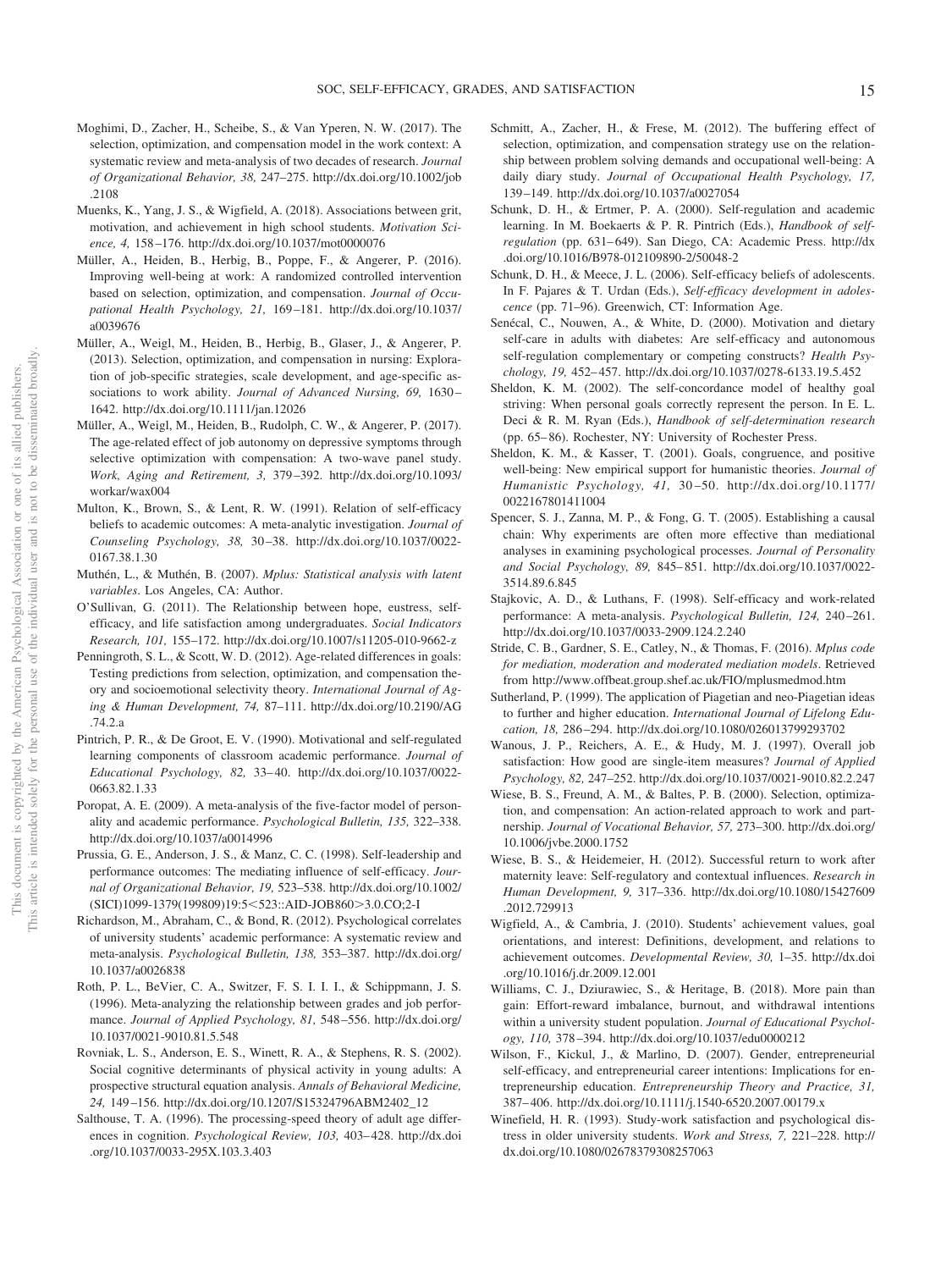Moghimi, D., Zacher, H., Scheibe, S., & Van Yperen, N. W. (2017). The selection, optimization, and compensation model in the work context: A systematic review and meta-analysis of two decades of research. *Journal of Organizational Behavior, 38,* 247–275. http://dx.doi.org/10.1002/job.2108

Muenks, K., Yang, J. S., & Wigfield, A. (2018). Associations between grit, motivation, and achievement in high school students. *Motivation Science, 4,* 158–176. http://dx.doi.org/10.1037/mot0000076

Müller, A., Heiden, B., Herbig, B., Poppe, F., & Angerer, P. (2016). Improving well-being at work: A randomized controlled intervention based on selection, optimization, and compensation. *Journal of Occupational Health Psychology, 21,* 169–181. http://dx.doi.org/10.1037/a0039676

Müller, A., Weigl, M., Heiden, B., Herbig, B., Glaser, J., & Angerer, P. (2013). Selection, optimization, and compensation in nursing: Exploration of job-specific strategies, scale development, and age-specific associations to work ability. *Journal of Advanced Nursing, 69,* 1630–1642. http://dx.doi.org/10.1111/jan.12026

Müller, A., Weigl, M., Heiden, B., Rudolph, C. W., & Angerer, P. (2017). The age-related effect of job autonomy on depressive symptoms through selective optimization with compensation: A two-wave panel study. *Work, Aging and Retirement, 3,* 379–392. http://dx.doi.org/10.1093/workar/wax004

Multon, K., Brown, S., & Lent, R. W. (1991). Relation of self-efficacy beliefs to academic outcomes: A meta-analytic investigation. *Journal of Counseling Psychology, 38,* 30–38. http://dx.doi.org/10.1037/0022-0167.38.1.30

Muthén, L., & Muthén, B. (2007). *Mplus: Statistical analysis with latent variables*. Los Angeles, CA: Author.

O'Sullivan, G. (2011). The Relationship between hope, eustress, self-efficacy, and life satisfaction among undergraduates. *Social Indicators Research, 101,* 155–172. http://dx.doi.org/10.1007/s11205-010-9662-z

Penningroth, S. L., & Scott, W. D. (2012). Age-related differences in goals: Testing predictions from selection, optimization, and compensation theory and socioemotional selectivity theory. *International Journal of Aging & Human Development, 74,* 87–111. http://dx.doi.org/10.2190/AG.74.2.a

Pintrich, P. R., & De Groot, E. V. (1990). Motivational and self-regulated learning components of classroom academic performance. *Journal of Educational Psychology, 82,* 33–40. http://dx.doi.org/10.1037/0022-0663.82.1.33

Poropat, A. E. (2009). A meta-analysis of the five-factor model of personality and academic performance. *Psychological Bulletin, 135,* 322–338. http://dx.doi.org/10.1037/a0014996

Prussia, G. E., Anderson, J. S., & Manz, C. C. (1998). Self-leadership and performance outcomes: The mediating influence of self-efficacy. *Journal of Organizational Behavior, 19,* 523–538. http://dx.doi.org/10.1002/(SICI)1099-1379(199809)19:5<523::AID-JOB860>3.0.CO;2-I

Richardson, M., Abraham, C., & Bond, R. (2012). Psychological correlates of university students' academic performance: A systematic review and meta-analysis. *Psychological Bulletin, 138,* 353–387. http://dx.doi.org/10.1037/a0026838

Roth, P. L., BeVier, C. A., Switzer, F. S. I. I. I., & Schippmann, J. S. (1996). Meta-analyzing the relationship between grades and job performance. *Journal of Applied Psychology, 81,* 548–556. http://dx.doi.org/10.1037/0021-9010.81.5.548

Rovniak, L. S., Anderson, E. S., Winett, R. A., & Stephens, R. S. (2002). Social cognitive determinants of physical activity in young adults: A prospective structural equation analysis. *Annals of Behavioral Medicine, 24,* 149–156. http://dx.doi.org/10.1207/S15324796ABM2402_12

Salthouse, T. A. (1996). The processing-speed theory of adult age differences in cognition. *Psychological Review, 103,* 403–428. http://dx.doi.org/10.1037/0033-295X.103.3.403

Schmitt, A., Zacher, H., & Frese, M. (2012). The buffering effect of selection, optimization, and compensation strategy use on the relationship between problem solving demands and occupational well-being: A daily diary study. *Journal of Occupational Health Psychology, 17,* 139–149. http://dx.doi.org/10.1037/a0027054

Schunk, D. H., & Ertmer, P. A. (2000). Self-regulation and academic learning. In M. Boekaerts & P. R. Pintrich (Eds.), *Handbook of self-regulation* (pp. 631–649). San Diego, CA: Academic Press. http://dx.doi.org/10.1016/B978-012109890-2/50048-2

Schunk, D. H., & Meece, J. L. (2006). Self-efficacy beliefs of adolescents. In F. Pajares & T. Urdan (Eds.), *Self-efficacy development in adolescence* (pp. 71–96). Greenwich, CT: Information Age.

Senécal, C., Nouwen, A., & White, D. (2000). Motivation and dietary self-care in adults with diabetes: Are self-efficacy and autonomous self-regulation complementary or competing constructs? *Health Psychology, 19,* 452–457. http://dx.doi.org/10.1037/0278-6133.19.5.452

Sheldon, K. M. (2002). The self-concordance model of healthy goal striving: When personal goals correctly represent the person. In E. L. Deci & R. M. Ryan (Eds.), *Handbook of self-determination research* (pp. 65–86). Rochester, NY: University of Rochester Press.

Sheldon, K. M., & Kasser, T. (2001). Goals, congruence, and positive well-being: New empirical support for humanistic theories. *Journal of Humanistic Psychology, 41,* 30–50. http://dx.doi.org/10.1177/0022167801411004

Spencer, S. J., Zanna, M. P., & Fong, G. T. (2005). Establishing a causal chain: Why experiments are often more effective than mediational analyses in examining psychological processes. *Journal of Personality and Social Psychology, 89,* 845–851. http://dx.doi.org/10.1037/0022-3514.89.6.845

Stajkovic, A. D., & Luthans, F. (1998). Self-efficacy and work-related performance: A meta-analysis. *Psychological Bulletin, 124,* 240–261. http://dx.doi.org/10.1037/0033-2909.124.2.240

Stride, C. B., Gardner, S. E., Catley, N., & Thomas, F. (2016). *Mplus code for mediation, moderation and moderated mediation models*. Retrieved from http://www.offbeat.group.shef.ac.uk/FIO/mplusmedmod.htm

Sutherland, P. (1999). The application of Piagetian and neo-Piagetian ideas to further and higher education. *International Journal of Lifelong Education, 18,* 286–294. http://dx.doi.org/10.1080/026013799293702

Wanous, J. P., Reichers, A. E., & Hudy, M. J. (1997). Overall job satisfaction: How good are single-item measures? *Journal of Applied Psychology, 82,* 247–252. http://dx.doi.org/10.1037/0021-9010.82.2.247

Wiese, B. S., Freund, A. M., & Baltes, P. B. (2000). Selection, optimization, and compensation: An action-related approach to work and partnership. *Journal of Vocational Behavior, 57,* 273–300. http://dx.doi.org/10.1006/jvbe.2000.1752

Wiese, B. S., & Heidemeier, H. (2012). Successful return to work after maternity leave: Self-regulatory and contextual influences. *Research in Human Development, 9,* 317–336. http://dx.doi.org/10.1080/15427609.2012.729913

Wigfield, A., & Cambria, J. (2010). Students' achievement values, goal orientations, and interest: Definitions, development, and relations to achievement outcomes. *Developmental Review, 30,* 1–35. http://dx.doi.org/10.1016/j.dr.2009.12.001

Williams, C. J., Dziurawiec, S., & Heritage, B. (2018). More pain than gain: Effort-reward imbalance, burnout, and withdrawal intentions within a university student population. *Journal of Educational Psychology, 110,* 378–394. http://dx.doi.org/10.1037/edu0000212

Wilson, F., Kickul, J., & Marlino, D. (2007). Gender, entrepreneurial self-efficacy, and entrepreneurial career intentions: Implications for entrepreneurship education. *Entrepreneurship Theory and Practice, 31,* 387–406. http://dx.doi.org/10.1111/j.1540-6520.2007.00179.x

Winefield, H. R. (1993). Study-work satisfaction and psychological distress in older university students. *Work and Stress, 7,* 221–228. http://dx.doi.org/10.1080/02678379308257063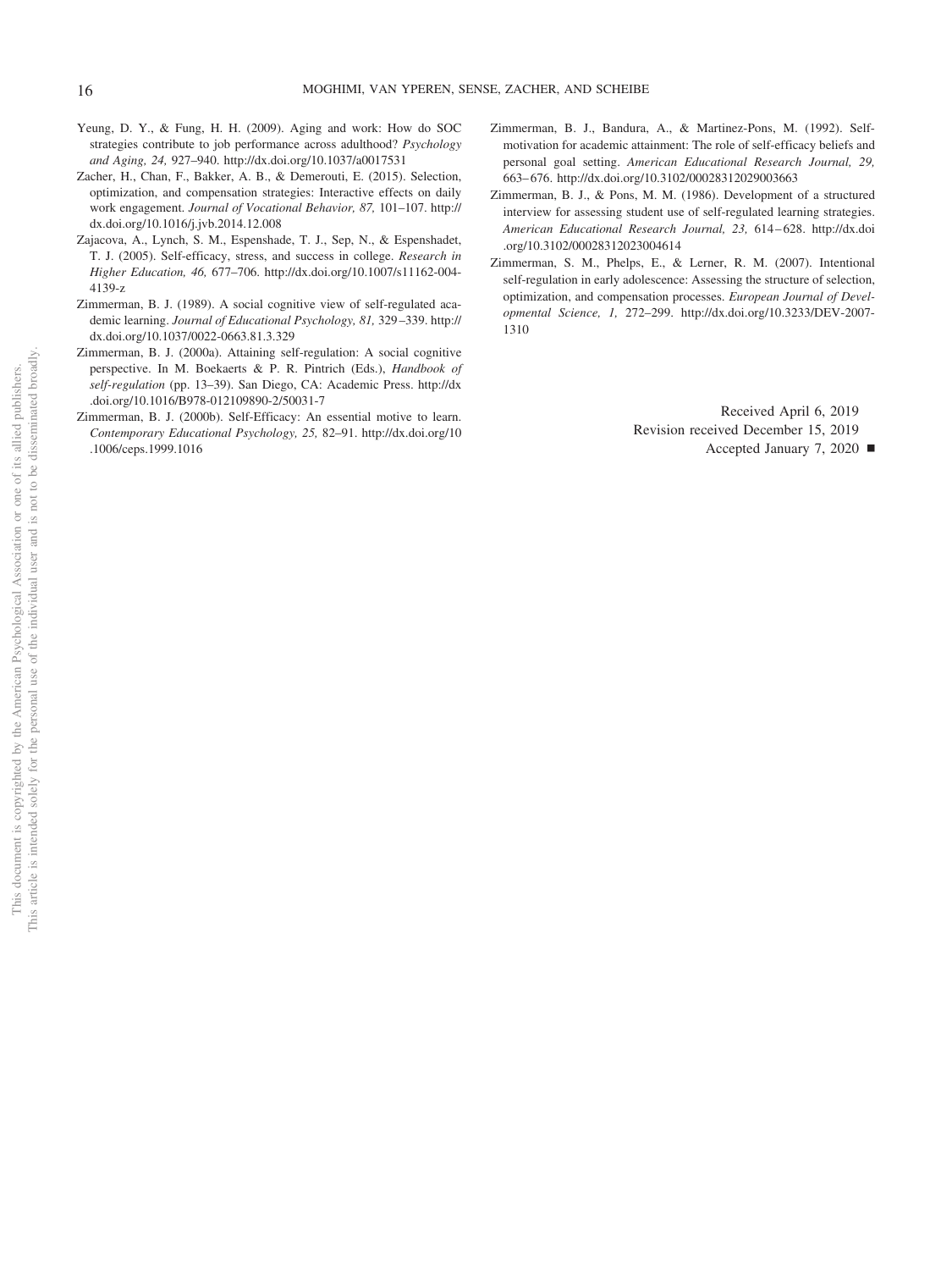Yeung, D. Y., & Fung, H. H. (2009). Aging and work: How do SOC strategies contribute to job performance across adulthood? *Psychology and Aging, 24,* 927–940. http://dx.doi.org/10.1037/a0017531

Zacher, H., Chan, F., Bakker, A. B., & Demerouti, E. (2015). Selection, optimization, and compensation strategies: Interactive effects on daily work engagement. *Journal of Vocational Behavior, 87,* 101–107. http://dx.doi.org/10.1016/j.jvb.2014.12.008

Zajacova, A., Lynch, S. M., Espenshade, T. J., Sep, N., & Espenshadet, T. J. (2005). Self-efficacy, stress, and success in college. *Research in Higher Education, 46,* 677–706. http://dx.doi.org/10.1007/s11162-004-4139-z

Zimmerman, B. J. (1989). A social cognitive view of self-regulated academic learning. *Journal of Educational Psychology, 81,* 329–339. http://dx.doi.org/10.1037/0022-0663.81.3.329

Zimmerman, B. J. (2000a). Attaining self-regulation: A social cognitive perspective. In M. Boekaerts & P. R. Pintrich (Eds.), *Handbook of self-regulation* (pp. 13–39). San Diego, CA: Academic Press. http://dx.doi.org/10.1016/B978-012109890-2/50031-7

Zimmerman, B. J. (2000b). Self-Efficacy: An essential motive to learn. *Contemporary Educational Psychology, 25,* 82–91. http://dx.doi.org/10.1006/ceps.1999.1016

Zimmerman, B. J., Bandura, A., & Martinez-Pons, M. (1992). Self-motivation for academic attainment: The role of self-efficacy beliefs and personal goal setting. *American Educational Research Journal, 29,* 663–676. http://dx.doi.org/10.3102/00028312029003663

Zimmerman, B. J., & Pons, M. M. (1986). Development of a structured interview for assessing student use of self-regulated learning strategies. *American Educational Research Journal, 23,* 614–628. http://dx.doi.org/10.3102/00028312023004614

Zimmerman, S. M., Phelps, E., & Lerner, R. M. (2007). Intentional self-regulation in early adolescence: Assessing the structure of selection, optimization, and compensation processes. *European Journal of Developmental Science, 1,* 272–299. http://dx.doi.org/10.3233/DEV-2007-1310

Received April 6, 2019
Revision received December 15, 2019
Accepted January 7, 2020 ■